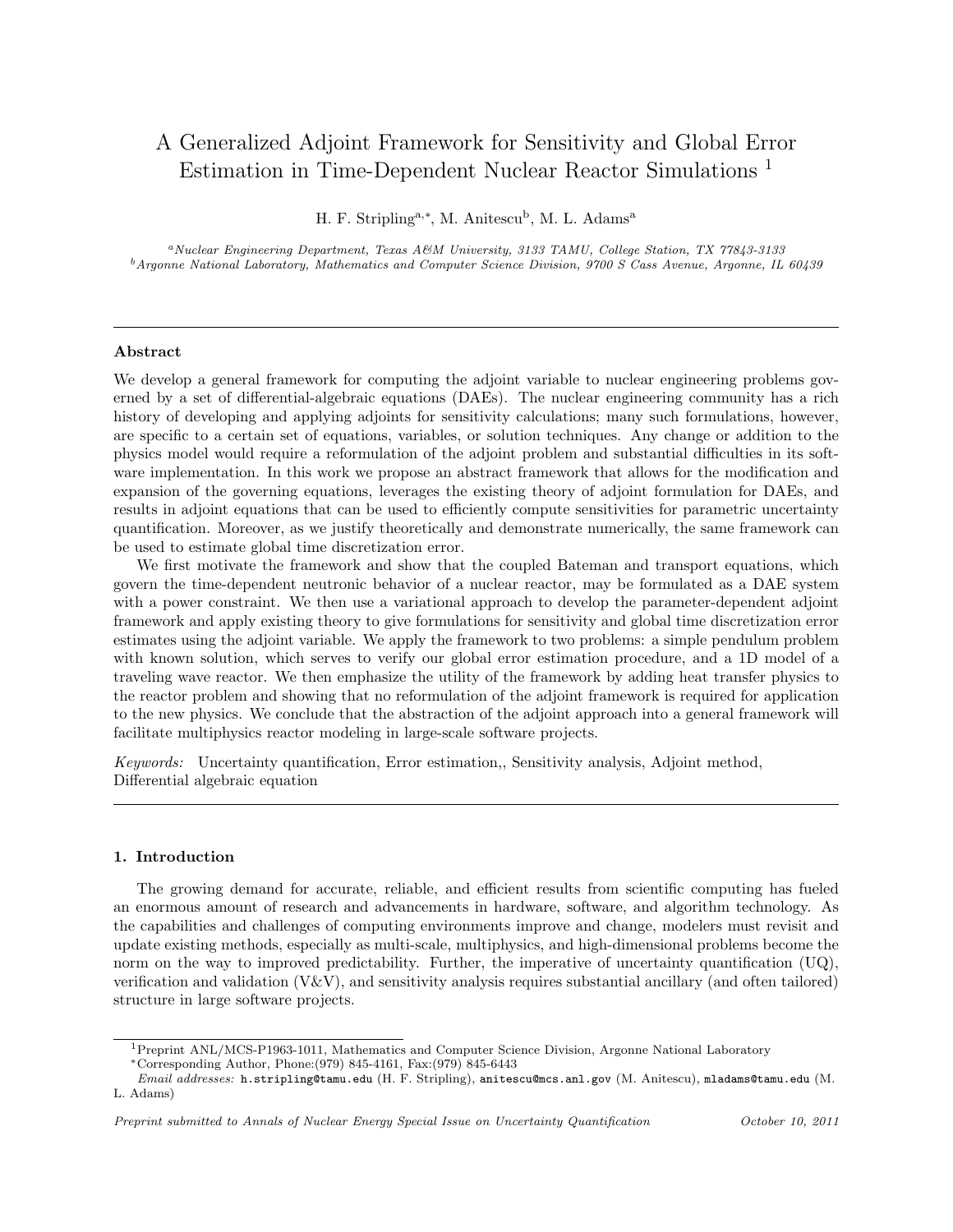# A Generalized Adjoint Framework for Sensitivity and Global Error Estimation in Time-Dependent Nuclear Reactor Simulations [1]

H. F. Stripling[a,*], M. Anitescu[b], M. L. Adams[a]

[a] *Nuclear Engineering Department, Texas A&M University, 3133 TAMU, College Station, TX 77843-3133*
[b] *Argonne National Laboratory, Mathematics and Computer Science Division, 9700 S Cass Avenue, Argonne, IL 60439*

---

### Abstract

We develop a general framework for computing the adjoint variable to nuclear engineering problems governed by a set of differential-algebraic equations (DAEs). The nuclear engineering community has a rich history of developing and applying adjoints for sensitivity calculations; many such formulations, however, are specific to a certain set of equations, variables, or solution techniques. Any change or addition to the physics model would require a reformulation of the adjoint problem and substantial difficulties in its software implementation. In this work we propose an abstract framework that allows for the modification and expansion of the governing equations, leverages the existing theory of adjoint formulation for DAEs, and results in adjoint equations that can be used to efficiently compute sensitivities for parametric uncertainty quantification. Moreover, as we justify theoretically and demonstrate numerically, the same framework can be used to estimate global time discretization error.

We first motivate the framework and show that the coupled Bateman and transport equations, which govern the time-dependent neutronic behavior of a nuclear reactor, may be formulated as a DAE system with a power constraint. We then use a variational approach to develop the parameter-dependent adjoint framework and apply existing theory to give formulations for sensitivity and global time discretization error estimates using the adjoint variable. We apply the framework to two problems: a simple pendulum problem with known solution, which serves to verify our global error estimation procedure, and a 1D model of a traveling wave reactor. We then emphasize the utility of the framework by adding heat transfer physics to the reactor problem and showing that no reformulation of the adjoint framework is required for application to the new physics. We conclude that the abstraction of the adjoint approach into a general framework will facilitate multiphysics reactor modeling in large-scale software projects.

*Keywords:* Uncertainty quantification, Error estimation,, Sensitivity analysis, Adjoint method, Differential algebraic equation

---

## 1. Introduction

The growing demand for accurate, reliable, and efficient results from scientific computing has fueled an enormous amount of research and advancements in hardware, software, and algorithm technology. As the capabilities and challenges of computing environments improve and change, modelers must revisit and update existing methods, especially as multi-scale, multiphysics, and high-dimensional problems become the norm on the way to improved predictability. Further, the imperative of uncertainty quantification (UQ), verification and validation (V&V), and sensitivity analysis requires substantial ancillary (and often tailored) structure in large software projects.

---

[1] Preprint ANL/MCS-P1963-1011, Mathematics and Computer Science Division, Argonne National Laboratory

[*] Corresponding Author, Phone:(979) 845-4161, Fax:(979) 845-6443

*Email addresses:* h.stripling@tamu.edu (H. F. Stripling), anitescu@mcs.anl.gov (M. Anitescu), mladams@tamu.edu (M. L. Adams)

*Preprint submitted to Annals of Nuclear Energy Special Issue on Uncertainty Quantification* October 10, 2011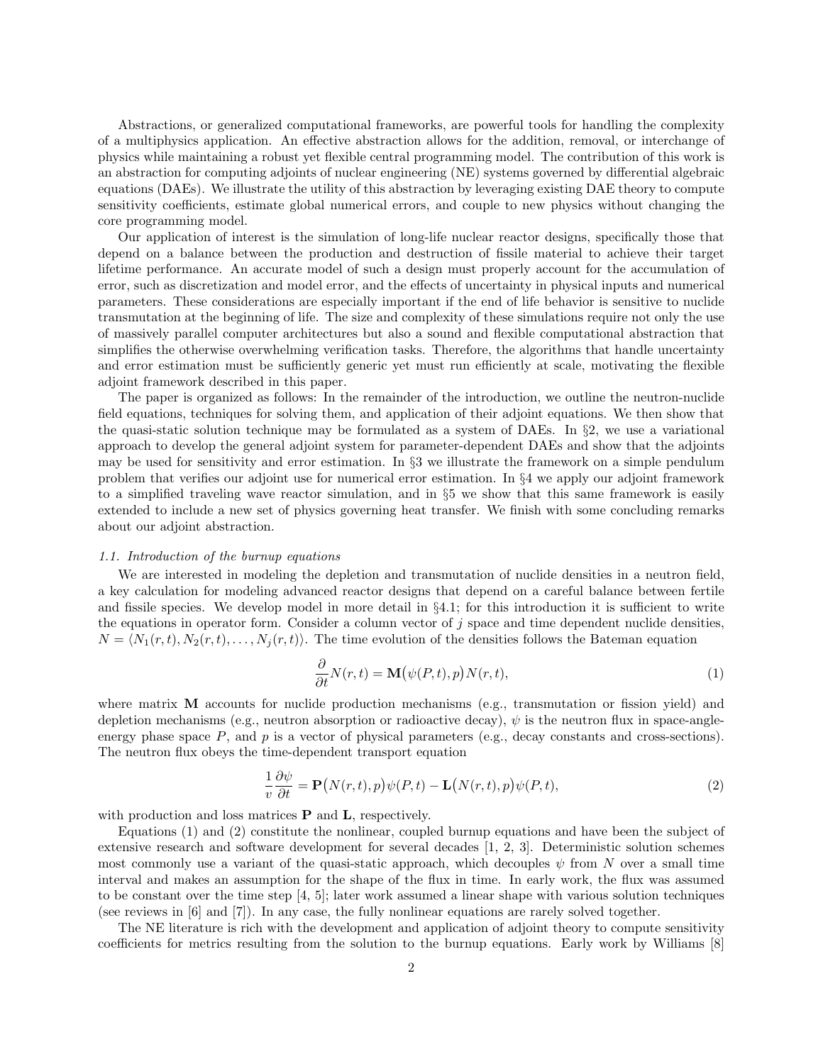Abstractions, or generalized computational frameworks, are powerful tools for handling the complexity of a multiphysics application. An effective abstraction allows for the addition, removal, or interchange of physics while maintaining a robust yet flexible central programming model. The contribution of this work is an abstraction for computing adjoints of nuclear engineering (NE) systems governed by differential algebraic equations (DAEs). We illustrate the utility of this abstraction by leveraging existing DAE theory to compute sensitivity coefficients, estimate global numerical errors, and couple to new physics without changing the core programming model.

Our application of interest is the simulation of long-life nuclear reactor designs, specifically those that depend on a balance between the production and destruction of fissile material to achieve their target lifetime performance. An accurate model of such a design must properly account for the accumulation of error, such as discretization and model error, and the effects of uncertainty in physical inputs and numerical parameters. These considerations are especially important if the end of life behavior is sensitive to nuclide transmutation at the beginning of life. The size and complexity of these simulations require not only the use of massively parallel computer architectures but also a sound and flexible computational abstraction that simplifies the otherwise overwhelming verification tasks. Therefore, the algorithms that handle uncertainty and error estimation must be sufficiently generic yet must run efficiently at scale, motivating the flexible adjoint framework described in this paper.

The paper is organized as follows: In the remainder of the introduction, we outline the neutron-nuclide field equations, techniques for solving them, and application of their adjoint equations. We then show that the quasi-static solution technique may be formulated as a system of DAEs. In §2, we use a variational approach to develop the general adjoint system for parameter-dependent DAEs and show that the adjoints may be used for sensitivity and error estimation. In §3 we illustrate the framework on a simple pendulum problem that verifies our adjoint use for numerical error estimation. In §4 we apply our adjoint framework to a simplified traveling wave reactor simulation, and in §5 we show that this same framework is easily extended to include a new set of physics governing heat transfer. We finish with some concluding remarks about our adjoint abstraction.

### *1.1. Introduction of the burnup equations*

We are interested in modeling the depletion and transmutation of nuclide densities in a neutron field, a key calculation for modeling advanced reactor designs that depend on a careful balance between fertile and fissile species. We develop model in more detail in §4.1; for this introduction it is sufficient to write the equations in operator form. Consider a column vector of $j$ space and time dependent nuclide densities, $N = \langle N_1(r,t), N_2(r,t), \ldots, N_j(r,t)\rangle$. The time evolution of the densities follows the Bateman equation

$$\frac{\partial}{\partial t} N(r,t) = \mathbf{M}\big(\psi(P,t), p\big) N(r,t), \tag{1}$$

where matrix $\mathbf{M}$ accounts for nuclide production mechanisms (e.g., transmutation or fission yield) and depletion mechanisms (e.g., neutron absorption or radioactive decay), $\psi$ is the neutron flux in space-angle-energy phase space $P$, and $p$ is a vector of physical parameters (e.g., decay constants and cross-sections). The neutron flux obeys the time-dependent transport equation

$$\frac{1}{v}\frac{\partial \psi}{\partial t} = \mathbf{P}\big(N(r,t), p\big)\psi(P,t) - \mathbf{L}\big(N(r,t), p\big)\psi(P,t), \tag{2}$$

with production and loss matrices $\mathbf{P}$ and $\mathbf{L}$, respectively.

Equations (1) and (2) constitute the nonlinear, coupled burnup equations and have been the subject of extensive research and software development for several decades [1, 2, 3]. Deterministic solution schemes most commonly use a variant of the quasi-static approach, which decouples $\psi$ from $N$ over a small time interval and makes an assumption for the shape of the flux in time. In early work, the flux was assumed to be constant over the time step [4, 5]; later work assumed a linear shape with various solution techniques (see reviews in [6] and [7]). In any case, the fully nonlinear equations are rarely solved together.

The NE literature is rich with the development and application of adjoint theory to compute sensitivity coefficients for metrics resulting from the solution to the burnup equations. Early work by Williams [8]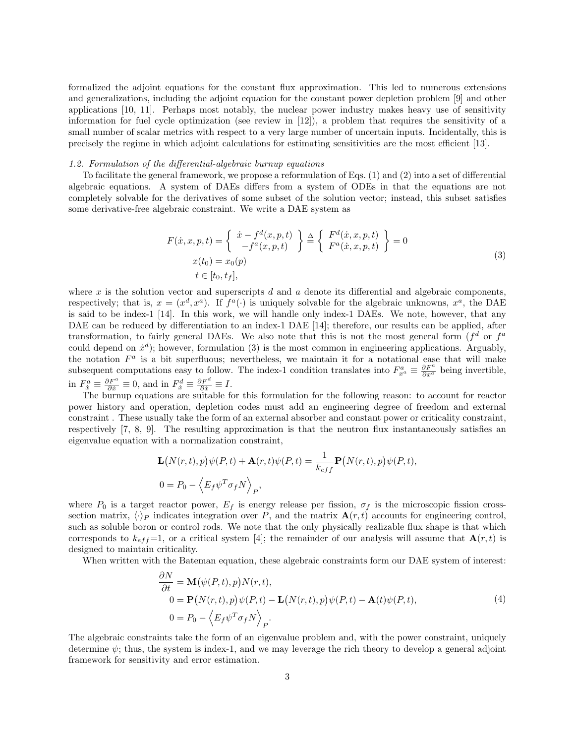formalized the adjoint equations for the constant flux approximation. This led to numerous extensions and generalizations, including the adjoint equation for the constant power depletion problem [9] and other applications [10, 11]. Perhaps most notably, the nuclear power industry makes heavy use of sensitivity information for fuel cycle optimization (see review in [12]), a problem that requires the sensitivity of a small number of scalar metrics with respect to a very large number of uncertain inputs. Incidentally, this is precisely the regime in which adjoint calculations for estimating sensitivities are the most efficient [13].

### 1.2. Formulation of the differential-algebraic burnup equations

To facilitate the general framework, we propose a reformulation of Eqs. (1) and (2) into a set of differential algebraic equations. A system of DAEs differs from a system of ODEs in that the equations are not completely solvable for the derivatives of some subset of the solution vector; instead, this subset satisfies some derivative-free algebraic constraint. We write a DAE system as

$$
\begin{aligned}
F(\dot{x}, x, p, t) = \left\{ \begin{array}{c} \dot{x} - f^d(x, p, t) \\ -f^a(x, p, t) \end{array} \right\} &\triangleq \left\{ \begin{array}{c} F^d(\dot{x}, x, p, t) \\ F^a(\dot{x}, x, p, t) \end{array} \right\} = 0 \\
x(t_0) &= x_0(p) \\
t &\in [t_0, t_f],
\end{aligned}
\tag{3}
$$

where $x$ is the solution vector and superscripts $d$ and $a$ denote its differential and algebraic components, respectively; that is, $x = (x^d, x^a)$. If $f^a(\cdot)$ is uniquely solvable for the algebraic unknowns, $x^a$, the DAE is said to be index-1 [14]. In this work, we will handle only index-1 DAEs. We note, however, that any DAE can be reduced by differentiation to an index-1 DAE [14]; therefore, our results can be applied, after transformation, to fairly general DAEs. We also note that this is not the most general form ($f^d$ or $f^a$ could depend on $\dot{x}^d$); however, formulation (3) is the most common in engineering applications. Arguably, the notation $F^a$ is a bit superfluous; nevertheless, we maintain it for a notational ease that will make subsequent computations easy to follow. The index-1 condition translates into $F^a_{x^a} \equiv \frac{\partial F^a}{\partial x^a}$ being invertible, in $F^a_{\dot{x}} \equiv \frac{\partial F^a}{\partial \dot{x}} \equiv 0$, and in $F^d_{\dot{x}} \equiv \frac{\partial F^d}{\partial \dot{x}} \equiv I$.

The burnup equations are suitable for this formulation for the following reason: to account for reactor power history and operation, depletion codes must add an engineering degree of freedom and external constraint . These usually take the form of an external absorber and constant power or criticality constraint, respectively [7, 8, 9]. The resulting approximation is that the neutron flux instantaneously satisfies an eigenvalue equation with a normalization constraint,

$$
\begin{aligned}
&\mathbf{L}\big(N(r,t), p\big)\psi(P,t) + \mathbf{A}(r,t)\psi(P,t) = \frac{1}{k_{eff}}\mathbf{P}\big(N(r,t), p\big)\psi(P,t), \\
&0 = P_0 - \Big\langle E_f \psi^T \sigma_f N \Big\rangle_P,
\end{aligned}
$$

where $P_0$ is a target reactor power, $E_f$ is energy release per fission, $\sigma_f$ is the microscopic fission cross-section matrix, $\langle\cdot\rangle_P$ indicates integration over $P$, and the matrix $\mathbf{A}(r,t)$ accounts for engineering control, such as soluble boron or control rods. We note that the only physically realizable flux shape is that which corresponds to $k_{eff}$=1, or a critical system [4]; the remainder of our analysis will assume that $\mathbf{A}(r,t)$ is designed to maintain criticality.

When written with the Bateman equation, these algebraic constraints form our DAE system of interest:

$$
\begin{aligned}
\frac{\partial N}{\partial t} &= \mathbf{M}\big(\psi(P,t), p\big)N(r,t), \\
0 &= \mathbf{P}\big(N(r,t), p\big)\psi(P,t) - \mathbf{L}\big(N(r,t), p\big)\psi(P,t) - \mathbf{A}(t)\psi(P,t), \\
0 &= P_0 - \Big\langle E_f \psi^T \sigma_f N \Big\rangle_P.
\end{aligned}
\tag{4}
$$

The algebraic constraints take the form of an eigenvalue problem and, with the power constraint, uniquely determine $\psi$; thus, the system is index-1, and we may leverage the rich theory to develop a general adjoint framework for sensitivity and error estimation.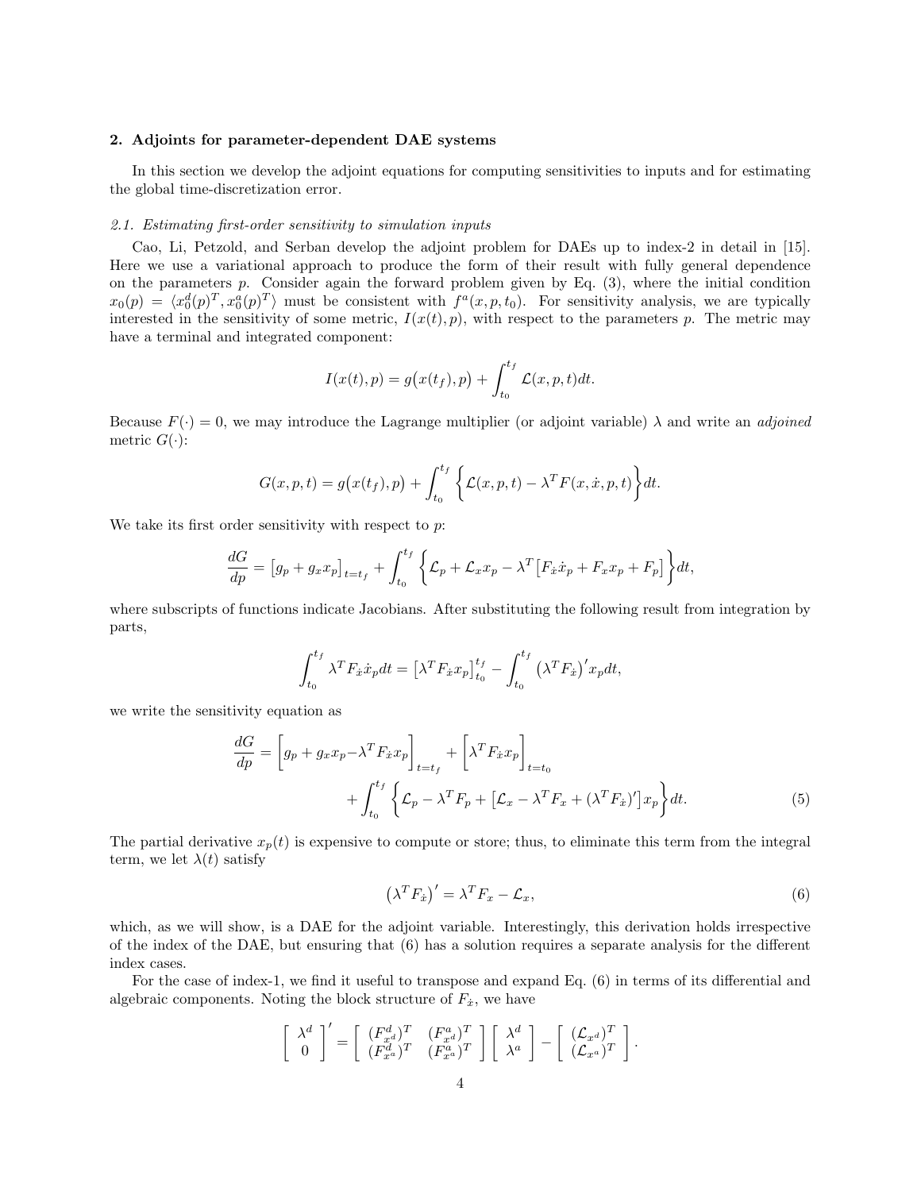## 2. Adjoints for parameter-dependent DAE systems

In this section we develop the adjoint equations for computing sensitivities to inputs and for estimating the global time-discretization error.

### 2.1. Estimating first-order sensitivity to simulation inputs

Cao, Li, Petzold, and Serban develop the adjoint problem for DAEs up to index-2 in detail in [15]. Here we use a variational approach to produce the form of their result with fully general dependence on the parameters $p$. Consider again the forward problem given by Eq. (3), where the initial condition $x_0(p) = \langle x_0^d(p)^T, x_0^a(p)^T \rangle$ must be consistent with $f^a(x, p, t_0)$. For sensitivity analysis, we are typically interested in the sensitivity of some metric, $I(x(t), p)$, with respect to the parameters $p$. The metric may have a terminal and integrated component:

$$I(x(t), p) = g\big(x(t_f), p\big) + \int_{t_0}^{t_f} \mathcal{L}(x, p, t)dt.$$

Because $F(\cdot) = 0$, we may introduce the Lagrange multiplier (or adjoint variable) $\lambda$ and write an *adjoined* metric $G(\cdot)$:

$$G(x, p, t) = g\big(x(t_f), p\big) + \int_{t_0}^{t_f} \Big\{ \mathcal{L}(x, p, t) - \lambda^T F(x, \dot{x}, p, t) \Big\} dt.$$

We take its first order sensitivity with respect to $p$:

$$\frac{dG}{dp} = \big[g_p + g_x x_p\big]_{t=t_f} + \int_{t_0}^{t_f} \Big\{ \mathcal{L}_p + \mathcal{L}_x x_p - \lambda^T \big[F_{\dot{x}} \dot{x}_p + F_x x_p + F_p\big] \Big\} dt,$$

where subscripts of functions indicate Jacobians. After substituting the following result from integration by parts,

$$\int_{t_0}^{t_f} \lambda^T F_{\dot{x}} \dot{x}_p dt = \big[\lambda^T F_{\dot{x}} x_p\big]_{t_0}^{t_f} - \int_{t_0}^{t_f} \big(\lambda^T F_{\dot{x}}\big)' x_p dt,$$

we write the sensitivity equation as

$$\frac{dG}{dp} = \Big[g_p + g_x x_p - \lambda^T F_{\dot{x}} x_p\Big]_{t=t_f} + \Big[\lambda^T F_{\dot{x}} x_p\Big]_{t=t_0} + \int_{t_0}^{t_f} \Big\{ \mathcal{L}_p - \lambda^T F_p + \big[\mathcal{L}_x - \lambda^T F_x + (\lambda^T F_{\dot{x}})'\big] x_p \Big\} dt. \tag{5}$$

The partial derivative $x_p(t)$ is expensive to compute or store; thus, to eliminate this term from the integral term, we let $\lambda(t)$ satisfy

$$\big(\lambda^T F_{\dot{x}}\big)' = \lambda^T F_x - \mathcal{L}_x, \tag{6}$$

which, as we will show, is a DAE for the adjoint variable. Interestingly, this derivation holds irrespective of the index of the DAE, but ensuring that (6) has a solution requires a separate analysis for the different index cases.

For the case of index-1, we find it useful to transpose and expand Eq. (6) in terms of its differential and algebraic components. Noting the block structure of $F_{\dot{x}}$, we have

$$\begin{bmatrix} \lambda^d \\ 0 \end{bmatrix}' = \begin{bmatrix} (F_{x^d}^d)^T & (F_{x^d}^a)^T \\ (F_{x^a}^d)^T & (F_{x^a}^a)^T \end{bmatrix} \begin{bmatrix} \lambda^d \\ \lambda^a \end{bmatrix} - \begin{bmatrix} (\mathcal{L}_{x^d})^T \\ (\mathcal{L}_{x^a})^T \end{bmatrix}.$$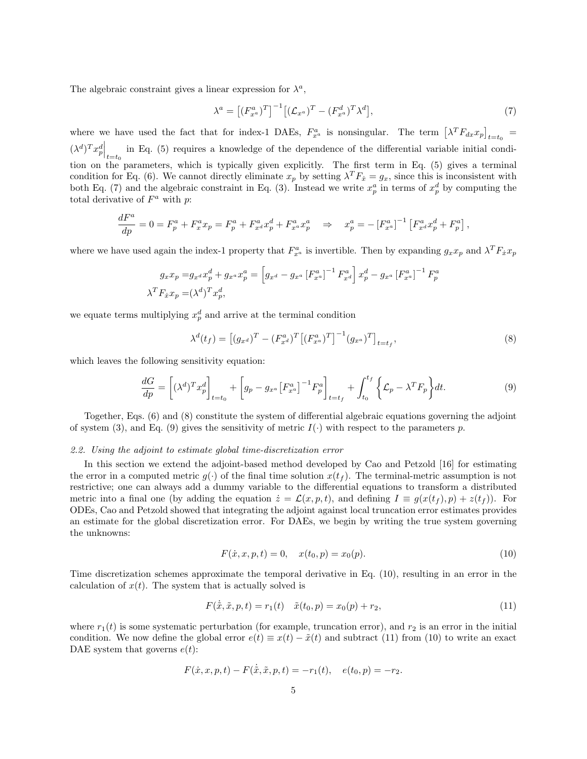The algebraic constraint gives a linear expression for $\lambda^a$,

$$\lambda^a = \left[(F^a_{x^a})^T\right]^{-1}\left[(\mathcal{L}_{x^a})^T - (F^d_{x^a})^T\lambda^d\right], \tag{7}$$

where we have used the fact that for index-1 DAEs, $F^a_{x^a}$ is nonsingular. The term $\left[\lambda^T F_{dx} x_p\right]_{t=t_0} = (\lambda^d)^T x^d_p\Big|_{t=t_0}$ in Eq. (5) requires a knowledge of the dependence of the differential variable initial condition on the parameters, which is typically given explicitly. The first term in Eq. (5) gives a terminal condition for Eq. (6). We cannot directly eliminate $x_p$ by setting $\lambda^T F_{\dot{x}} = g_x$, since this is inconsistent with both Eq. (7) and the algebraic constraint in Eq. (3). Instead we write $x^a_p$ in terms of $x^d_p$ by computing the total derivative of $F^a$ with $p$:

$$\frac{dF^a}{dp} = 0 = F^a_p + F^a_x x_p = F^a_p + F^a_{x^d} x^d_p + F^a_{x^a} x^a_p \quad \Rightarrow \quad x^a_p = -\left[F^a_{x^a}\right]^{-1}\left[F^a_{x^d} x^d_p + F^a_p\right],$$

where we have used again the index-1 property that $F^a_{x^a}$ is invertible. Then by expanding $g_x x_p$ and $\lambda^T F_{\dot{x}} x_p$

$$\begin{aligned} g_x x_p =& g_{x^d} x^d_p + g_{x^a} x^a_p = \left[g_{x^d} - g_{x^a}\left[F^a_{x^a}\right]^{-1} F^a_{x^d}\right] x^d_p - g_{x^a}\left[F^a_{x^a}\right]^{-1} F^a_p \\ \lambda^T F_{\dot{x}} x_p =& (\lambda^d)^T x^d_p, \end{aligned}$$

we equate terms multiplying $x^d_p$ and arrive at the terminal condition

$$\lambda^d(t_f) = \left[(g_{x^d})^T - (F^a_{x^d})^T\left[(F^a_{x^a})^T\right]^{-1}(g_{x^a})^T\right]_{t=t_f}, \tag{8}$$

which leaves the following sensitivity equation:

$$\frac{dG}{dp} = \left[(\lambda^d)^T x^d_p\right]_{t=t_0} + \left[g_p - g_{x^a}\left[F^a_{x^a}\right]^{-1} F^a_p\right]_{t=t_f} + \int_{t_0}^{t_f}\left\{\mathcal{L}_p - \lambda^T F_p\right\}dt. \tag{9}$$

Together, Eqs. (6) and (8) constitute the system of differential algebraic equations governing the adjoint of system (3), and Eq. (9) gives the sensitivity of metric $I(\cdot)$ with respect to the parameters $p$.

### 2.2. Using the adjoint to estimate global time-discretization error

In this section we extend the adjoint-based method developed by Cao and Petzold [16] for estimating the error in a computed metric $g(\cdot)$ of the final time solution $x(t_f)$. The terminal-metric assumption is not restrictive; one can always add a dummy variable to the differential equations to transform a distributed metric into a final one (by adding the equation $\dot{z} = \mathcal{L}(x, p, t)$, and defining $I \equiv g(x(t_f), p) + z(t_f)$). For ODEs, Cao and Petzold showed that integrating the adjoint against local truncation error estimates provides an estimate for the global discretization error. For DAEs, we begin by writing the true system governing the unknowns:

$$F(\dot{x}, x, p, t) = 0, \quad x(t_0, p) = x_0(p). \tag{10}$$

Time discretization schemes approximate the temporal derivative in Eq. (10), resulting in an error in the calculation of $x(t)$. The system that is actually solved is

$$F(\dot{\tilde{x}}, \tilde{x}, p, t) = r_1(t) \quad \tilde{x}(t_0, p) = x_0(p) + r_2, \tag{11}$$

where $r_1(t)$ is some systematic perturbation (for example, truncation error), and $r_2$ is an error in the initial condition. We now define the global error $e(t) \equiv x(t) - \tilde{x}(t)$ and subtract (11) from (10) to write an exact DAE system that governs $e(t)$:

$$F(\dot{x}, x, p, t) - F(\dot{\tilde{x}}, \tilde{x}, p, t) = -r_1(t), \quad e(t_0, p) = -r_2.$$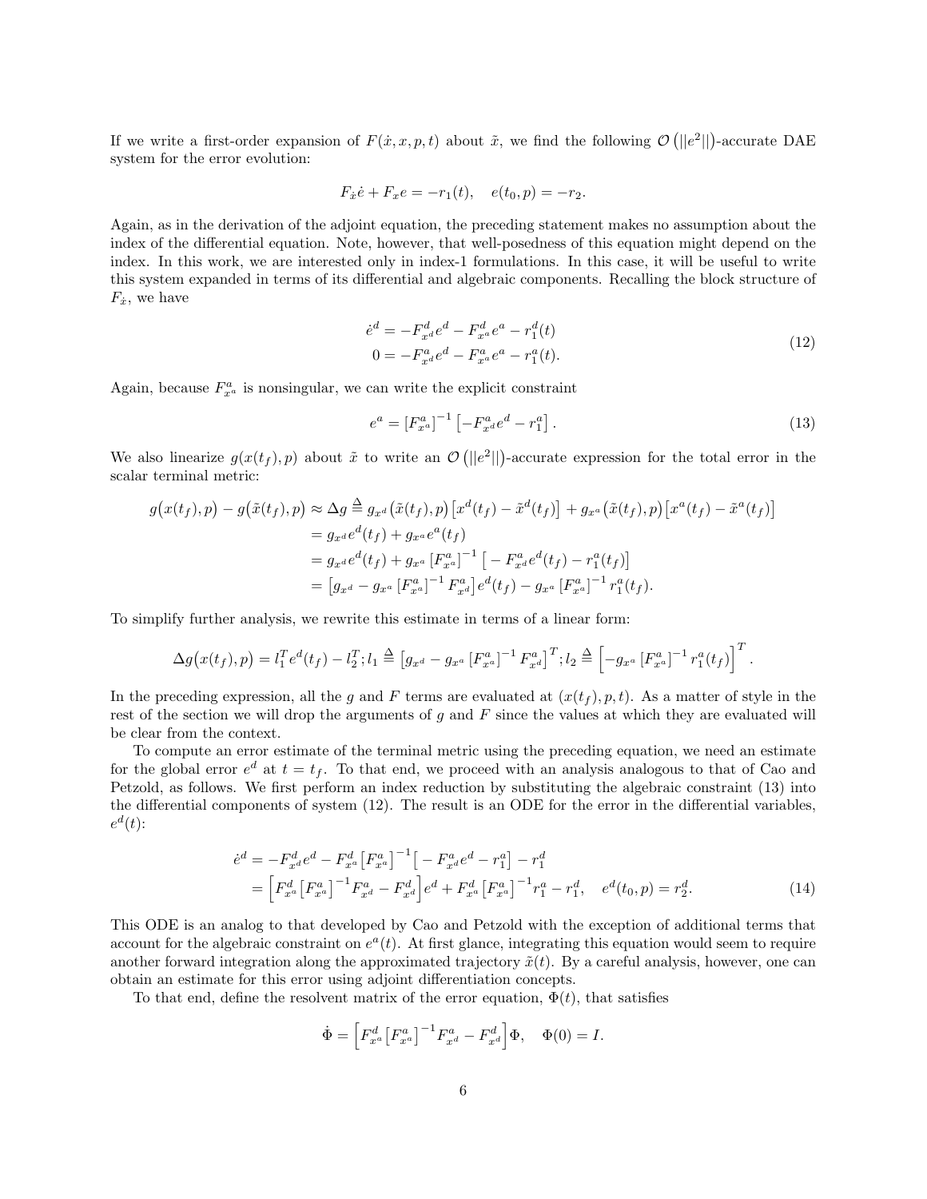If we write a first-order expansion of $F(\dot{x}, x, p, t)$ about $\tilde{x}$, we find the following $\mathcal{O}\left(||e^2||\right)$-accurate DAE system for the error evolution:

$$F_{\dot{x}}\dot{e} + F_x e = -r_1(t), \quad e(t_0, p) = -r_2.$$

Again, as in the derivation of the adjoint equation, the preceding statement makes no assumption about the index of the differential equation. Note, however, that well-posedness of this equation might depend on the index. In this work, we are interested only in index-1 formulations. In this case, it will be useful to write this system expanded in terms of its differential and algebraic components. Recalling the block structure of $F_{\dot{x}}$, we have

$$\begin{aligned}\dot{e}^d &= -F^d_{x^d}e^d - F^d_{x^a}e^a - r^d_1(t) \\ 0 &= -F^a_{x^d}e^d - F^a_{x^a}e^a - r^a_1(t).\end{aligned} \tag{12}$$

Again, because $F^a_{x^a}$ is nonsingular, we can write the explicit constraint

$$e^a = \left[F^a_{x^a}\right]^{-1}\left[-F^a_{x^d}e^d - r^a_1\right]. \tag{13}$$

We also linearize $g(x(t_f), p)$ about $\tilde{x}$ to write an $\mathcal{O}\left(||e^2||\right)$-accurate expression for the total error in the scalar terminal metric:

$$\begin{aligned}g\big(x(t_f), p\big) - g\big(\tilde{x}(t_f), p\big) \approx \Delta g &\triangleq g_{x^d}\big(\tilde{x}(t_f), p\big)\big[x^d(t_f) - \tilde{x}^d(t_f)\big] + g_{x^a}\big(\tilde{x}(t_f), p\big)\big[x^a(t_f) - \tilde{x}^a(t_f)\big] \\ &= g_{x^d}e^d(t_f) + g_{x^a}e^a(t_f) \\ &= g_{x^d}e^d(t_f) + g_{x^a}\left[F^a_{x^a}\right]^{-1}\big[-F^a_{x^d}e^d(t_f) - r^a_1(t_f)\big] \\ &= \big[g_{x^d} - g_{x^a}\left[F^a_{x^a}\right]^{-1}F^a_{x^d}\big]e^d(t_f) - g_{x^a}\left[F^a_{x^a}\right]^{-1}r^a_1(t_f).\end{aligned}$$

To simplify further analysis, we rewrite this estimate in terms of a linear form:

$$\Delta g\big(x(t_f), p\big) = l_1^T e^d(t_f) - l_2^T; l_1 \triangleq \left[g_{x^d} - g_{x^a}\left[F^a_{x^a}\right]^{-1}F^a_{x^d}\right]^T; l_2 \triangleq \left[-g_{x^a}\left[F^a_{x^a}\right]^{-1}r^a_1(t_f)\right]^T.$$

In the preceding expression, all the $g$ and $F$ terms are evaluated at $(x(t_f), p, t)$. As a matter of style in the rest of the section we will drop the arguments of $g$ and $F$ since the values at which they are evaluated will be clear from the context.

To compute an error estimate of the terminal metric using the preceding equation, we need an estimate for the global error $e^d$ at $t = t_f$. To that end, we proceed with an analysis analogous to that of Cao and Petzold, as follows. We first perform an index reduction by substituting the algebraic constraint (13) into the differential components of system (12). The result is an ODE for the error in the differential variables, $e^d(t)$:

$$\begin{aligned}\dot{e}^d &= -F^d_{x^d}e^d - F^d_{x^a}\big[F^a_{x^a}\big]^{-1}\big[-F^a_{x^d}e^d - r^a_1\big] - r^d_1 \\ &= \Big[F^d_{x^a}\big[F^a_{x^a}\big]^{-1}F^a_{x^d} - F^d_{x^d}\Big]e^d + F^d_{x^a}\left[F^a_{x^a}\right]^{-1}r^a_1 - r^d_1, \quad e^d(t_0, p) = r^d_2.\end{aligned} \tag{14}$$

This ODE is an analog to that developed by Cao and Petzold with the exception of additional terms that account for the algebraic constraint on $e^a(t)$. At first glance, integrating this equation would seem to require another forward integration along the approximated trajectory $\tilde{x}(t)$. By a careful analysis, however, one can obtain an estimate for this error using adjoint differentiation concepts.

To that end, define the resolvent matrix of the error equation, $\Phi(t)$, that satisfies

$$\dot{\Phi} = \Big[F^d_{x^a}\big[F^a_{x^a}\big]^{-1}F^a_{x^d} - F^d_{x^d}\Big]\Phi, \quad \Phi(0) = I.$$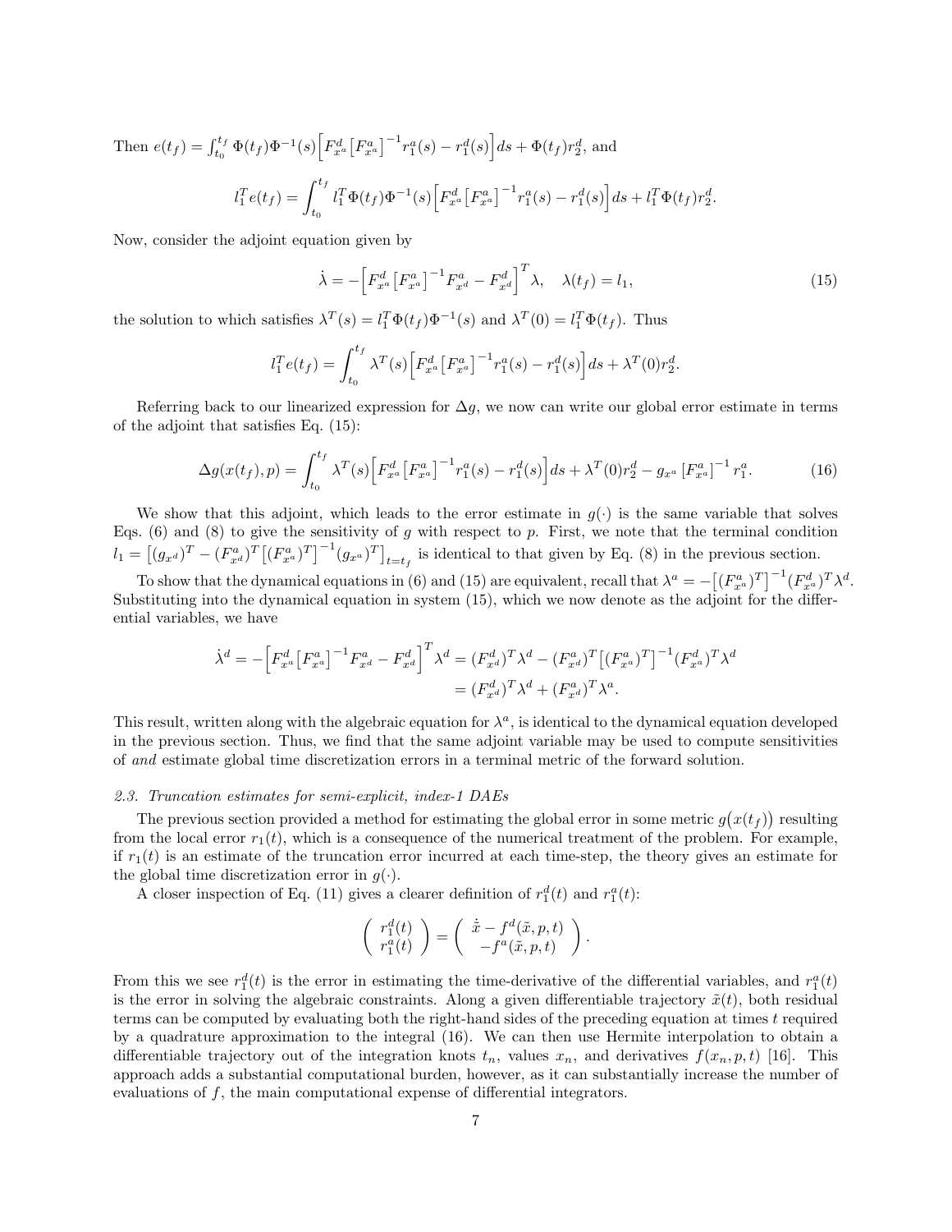Then $e(t_f) = \int_{t_0}^{t_f} \Phi(t_f)\Phi^{-1}(s)\Big[F^d_{x^a}\big[F^a_{x^a}\big]^{-1} r^a_1(s) - r^d_1(s)\Big] ds + \Phi(t_f) r^d_2$, and

$$l_1^T e(t_f) = \int_{t_0}^{t_f} l_1^T \Phi(t_f)\Phi^{-1}(s)\Big[F^d_{x^a}\big[F^a_{x^a}\big]^{-1} r^a_1(s) - r^d_1(s)\Big] ds + l_1^T \Phi(t_f) r^d_2.$$

Now, consider the adjoint equation given by

$$\dot{\lambda} = -\Big[F^d_{x^a}\big[F^a_{x^a}\big]^{-1} F^a_{x^d} - F^d_{x^d}\Big]^T \lambda, \quad \lambda(t_f) = l_1, \tag{15}$$

the solution to which satisfies $\lambda^T(s) = l_1^T \Phi(t_f)\Phi^{-1}(s)$ and $\lambda^T(0) = l_1^T \Phi(t_f)$. Thus

$$l_1^T e(t_f) = \int_{t_0}^{t_f} \lambda^T(s)\Big[F^d_{x^a}\big[F^a_{x^a}\big]^{-1} r^a_1(s) - r^d_1(s)\Big] ds + \lambda^T(0) r^d_2.$$

Referring back to our linearized expression for $\Delta g$, we now can write our global error estimate in terms of the adjoint that satisfies Eq. (15):

$$\Delta g(x(t_f), p) = \int_{t_0}^{t_f} \lambda^T(s)\Big[F^d_{x^a}\big[F^a_{x^a}\big]^{-1} r^a_1(s) - r^d_1(s)\Big] ds + \lambda^T(0) r^d_2 - g_{x^a}\big[F^a_{x^a}\big]^{-1} r^a_1. \tag{16}$$

We show that this adjoint, which leads to the error estimate in $g(\cdot)$ is the same variable that solves Eqs. (6) and (8) to give the sensitivity of $g$ with respect to $p$. First, we note that the terminal condition $l_1 = \big[(g_{x^d})^T - (F^a_{x^d})^T\big[(F^a_{x^a})^T\big]^{-1}(g_{x^a})^T\big]_{t=t_f}$ is identical to that given by Eq. (8) in the previous section.

To show that the dynamical equations in (6) and (15) are equivalent, recall that $\lambda^a = -\big[(F^a_{x^a})^T\big]^{-1}(F^d_{x^a})^T \lambda^d$. Substituting into the dynamical equation in system (15), which we now denote as the adjoint for the differential variables, we have

$$\begin{aligned}
\dot{\lambda}^d = -\Big[F^d_{x^a}\big[F^a_{x^a}\big]^{-1} F^a_{x^d} - F^d_{x^d}\Big]^T \lambda^d &= (F^d_{x^d})^T \lambda^d - (F^a_{x^d})^T\big[(F^a_{x^a})^T\big]^{-1}(F^d_{x^a})^T \lambda^d \\
&= (F^d_{x^d})^T \lambda^d + (F^a_{x^d})^T \lambda^a.
\end{aligned}$$

This result, written along with the algebraic equation for $\lambda^a$, is identical to the dynamical equation developed in the previous section. Thus, we find that the same adjoint variable may be used to compute sensitivities of *and* estimate global time discretization errors in a terminal metric of the forward solution.

### *2.3. Truncation estimates for semi-explicit, index-1 DAEs*

The previous section provided a method for estimating the global error in some metric $g\big(x(t_f)\big)$ resulting from the local error $r_1(t)$, which is a consequence of the numerical treatment of the problem. For example, if $r_1(t)$ is an estimate of the truncation error incurred at each time-step, the theory gives an estimate for the global time discretization error in $g(\cdot)$.

A closer inspection of Eq. (11) gives a clearer definition of $r^d_1(t)$ and $r^a_1(t)$:

$$\begin{pmatrix} r^d_1(t) \\ r^a_1(t) \end{pmatrix} = \begin{pmatrix} \dot{\tilde{x}} - f^d(\tilde{x}, p, t) \\ -f^a(\tilde{x}, p, t) \end{pmatrix}.$$

From this we see $r^d_1(t)$ is the error in estimating the time-derivative of the differential variables, and $r^a_1(t)$ is the error in solving the algebraic constraints. Along a given differentiable trajectory $\tilde{x}(t)$, both residual terms can be computed by evaluating both the right-hand sides of the preceding equation at times $t$ required by a quadrature approximation to the integral (16). We can then use Hermite interpolation to obtain a differentiable trajectory out of the integration knots $t_n$, values $x_n$, and derivatives $f(x_n, p, t)$ [16]. This approach adds a substantial computational burden, however, as it can substantially increase the number of evaluations of $f$, the main computational expense of differential integrators.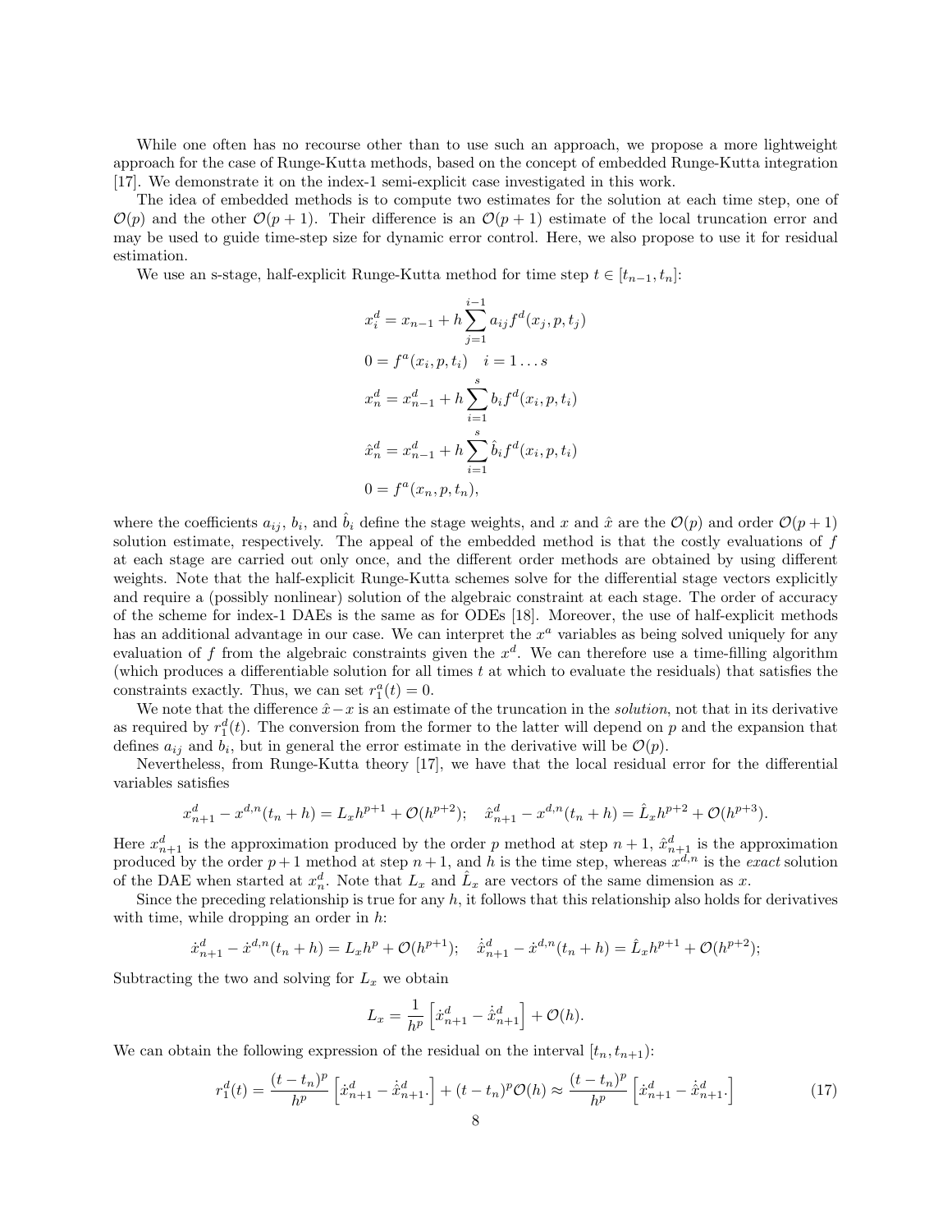While one often has no recourse other than to use such an approach, we propose a more lightweight approach for the case of Runge-Kutta methods, based on the concept of embedded Runge-Kutta integration [17]. We demonstrate it on the index-1 semi-explicit case investigated in this work.

The idea of embedded methods is to compute two estimates for the solution at each time step, one of $\mathcal{O}(p)$ and the other $\mathcal{O}(p+1)$. Their difference is an $\mathcal{O}(p+1)$ estimate of the local truncation error and may be used to guide time-step size for dynamic error control. Here, we also propose to use it for residual estimation.

We use an s-stage, half-explicit Runge-Kutta method for time step $t \in [t_{n-1}, t_n]$:

$$
\begin{aligned}
x_i^d &= x_{n-1} + h \sum_{j=1}^{i-1} a_{ij} f^d(x_j, p, t_j) \\
0 &= f^a(x_i, p, t_i) \quad i = 1 \dots s \\
x_n^d &= x_{n-1}^d + h \sum_{i=1}^{s} b_i f^d(x_i, p, t_i) \\
\hat{x}_n^d &= x_{n-1}^d + h \sum_{i=1}^{s} \hat{b}_i f^d(x_i, p, t_i) \\
0 &= f^a(x_n, p, t_n),
\end{aligned}
$$

where the coefficients $a_{ij}$, $b_i$, and $\hat{b}_i$ define the stage weights, and $x$ and $\hat{x}$ are the $\mathcal{O}(p)$ and order $\mathcal{O}(p+1)$ solution estimate, respectively. The appeal of the embedded method is that the costly evaluations of $f$ at each stage are carried out only once, and the different order methods are obtained by using different weights. Note that the half-explicit Runge-Kutta schemes solve for the differential stage vectors explicitly and require a (possibly nonlinear) solution of the algebraic constraint at each stage. The order of accuracy of the scheme for index-1 DAEs is the same as for ODEs [18]. Moreover, the use of half-explicit methods has an additional advantage in our case. We can interpret the $x^a$ variables as being solved uniquely for any evaluation of $f$ from the algebraic constraints given the $x^d$. We can therefore use a time-filling algorithm (which produces a differentiable solution for all times $t$ at which to evaluate the residuals) that satisfies the constraints exactly. Thus, we can set $r_1^a(t) = 0$.

We note that the difference $\hat{x} - x$ is an estimate of the truncation in the *solution*, not that in its derivative as required by $r_1^d(t)$. The conversion from the former to the latter will depend on $p$ and the expansion that defines $a_{ij}$ and $b_i$, but in general the error estimate in the derivative will be $\mathcal{O}(p)$.

Nevertheless, from Runge-Kutta theory [17], we have that the local residual error for the differential variables satisfies

$$
x_{n+1}^d - x^{d,n}(t_n + h) = L_x h^{p+1} + \mathcal{O}(h^{p+2}); \quad \hat{x}_{n+1}^d - x^{d,n}(t_n + h) = \hat{L}_x h^{p+2} + \mathcal{O}(h^{p+3}).
$$

Here $x_{n+1}^d$ is the approximation produced by the order $p$ method at step $n+1$, $\hat{x}_{n+1}^d$ is the approximation produced by the order $p+1$ method at step $n+1$, and $h$ is the time step, whereas $x^{d,n}$ is the *exact* solution of the DAE when started at $x_n^d$. Note that $L_x$ and $\hat{L}_x$ are vectors of the same dimension as $x$.

Since the preceding relationship is true for any $h$, it follows that this relationship also holds for derivatives with time, while dropping an order in $h$:

$$
\dot{x}_{n+1}^d - \dot{x}^{d,n}(t_n + h) = L_x h^{p} + \mathcal{O}(h^{p+1}); \quad \dot{\hat{x}}_{n+1}^d - \dot{x}^{d,n}(t_n + h) = \hat{L}_x h^{p+1} + \mathcal{O}(h^{p+2});
$$

Subtracting the two and solving for $L_x$ we obtain

$$
L_x = \frac{1}{h^p} \left[ \dot{x}_{n+1}^d - \dot{\hat{x}}_{n+1}^d \right] + \mathcal{O}(h).
$$

We can obtain the following expression of the residual on the interval $[t_n, t_{n+1})$:

$$
r_1^d(t) = \frac{(t - t_n)^p}{h^p} \left[ \dot{x}_{n+1}^d - \dot{\hat{x}}_{n+1}^d . \right] + (t - t_n)^p \mathcal{O}(h) \approx \frac{(t - t_n)^p}{h^p} \left[ \dot{x}_{n+1}^d - \dot{\hat{x}}_{n+1}^d . \right] \tag{17}
$$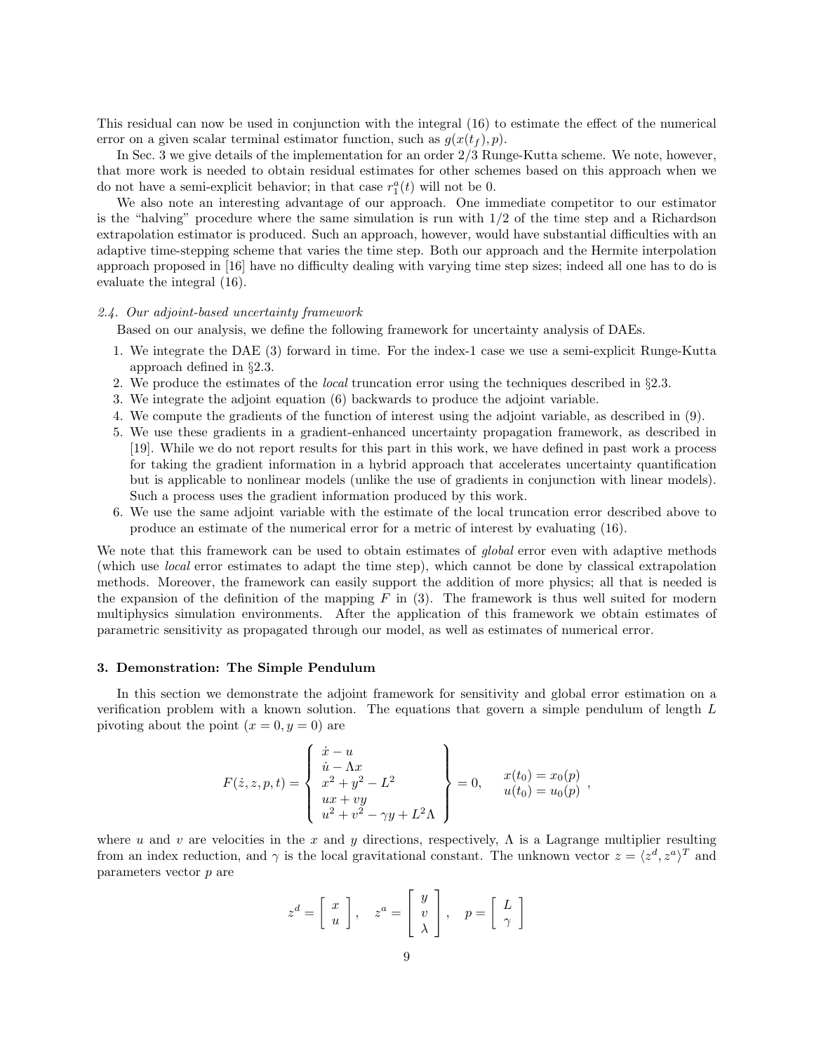This residual can now be used in conjunction with the integral (16) to estimate the effect of the numerical error on a given scalar terminal estimator function, such as $g(x(t_f), p)$.

In Sec. 3 we give details of the implementation for an order 2/3 Runge-Kutta scheme. We note, however, that more work is needed to obtain residual estimates for other schemes based on this approach when we do not have a semi-explicit behavior; in that case $r_1^a(t)$ will not be 0.

We also note an interesting advantage of our approach. One immediate competitor to our estimator is the "halving" procedure where the same simulation is run with 1/2 of the time step and a Richardson extrapolation estimator is produced. Such an approach, however, would have substantial difficulties with an adaptive time-stepping scheme that varies the time step. Both our approach and the Hermite interpolation approach proposed in [16] have no difficulty dealing with varying time step sizes; indeed all one has to do is evaluate the integral (16).

### 2.4. Our adjoint-based uncertainty framework

Based on our analysis, we define the following framework for uncertainty analysis of DAEs.

1. We integrate the DAE (3) forward in time. For the index-1 case we use a semi-explicit Runge-Kutta approach defined in §2.3.
2. We produce the estimates of the *local* truncation error using the techniques described in §2.3.
3. We integrate the adjoint equation (6) backwards to produce the adjoint variable.
4. We compute the gradients of the function of interest using the adjoint variable, as described in (9).
5. We use these gradients in a gradient-enhanced uncertainty propagation framework, as described in [19]. While we do not report results for this part in this work, we have defined in past work a process for taking the gradient information in a hybrid approach that accelerates uncertainty quantification but is applicable to nonlinear models (unlike the use of gradients in conjunction with linear models). Such a process uses the gradient information produced by this work.
6. We use the same adjoint variable with the estimate of the local truncation error described above to produce an estimate of the numerical error for a metric of interest by evaluating (16).

We note that this framework can be used to obtain estimates of *global* error even with adaptive methods (which use *local* error estimates to adapt the time step), which cannot be done by classical extrapolation methods. Moreover, the framework can easily support the addition of more physics; all that is needed is the expansion of the definition of the mapping $F$ in (3). The framework is thus well suited for modern multiphysics simulation environments. After the application of this framework we obtain estimates of parametric sensitivity as propagated through our model, as well as estimates of numerical error.

## 3. Demonstration: The Simple Pendulum

In this section we demonstrate the adjoint framework for sensitivity and global error estimation on a verification problem with a known solution. The equations that govern a simple pendulum of length $L$ pivoting about the point $(x = 0, y = 0)$ are

$$F(\dot{z}, z, p, t) = \left\{ \begin{array}{l} \dot{x} - u \\ \dot{u} - \Lambda x \\ x^2 + y^2 - L^2 \\ ux + vy \\ u^2 + v^2 - \gamma y + L^2 \Lambda \end{array} \right\} = 0, \qquad \begin{array}{l} x(t_0) = x_0(p) \\ u(t_0) = u_0(p) \end{array} ,$$

where $u$ and $v$ are velocities in the $x$ and $y$ directions, respectively, $\Lambda$ is a Lagrange multiplier resulting from an index reduction, and $\gamma$ is the local gravitational constant. The unknown vector $z = \langle z^d, z^a \rangle^T$ and parameters vector $p$ are

$$z^d = \left[ \begin{array}{c} x \\ u \end{array} \right], \quad z^a = \left[ \begin{array}{c} y \\ v \\ \lambda \end{array} \right], \quad p = \left[ \begin{array}{c} L \\ \gamma \end{array} \right]$$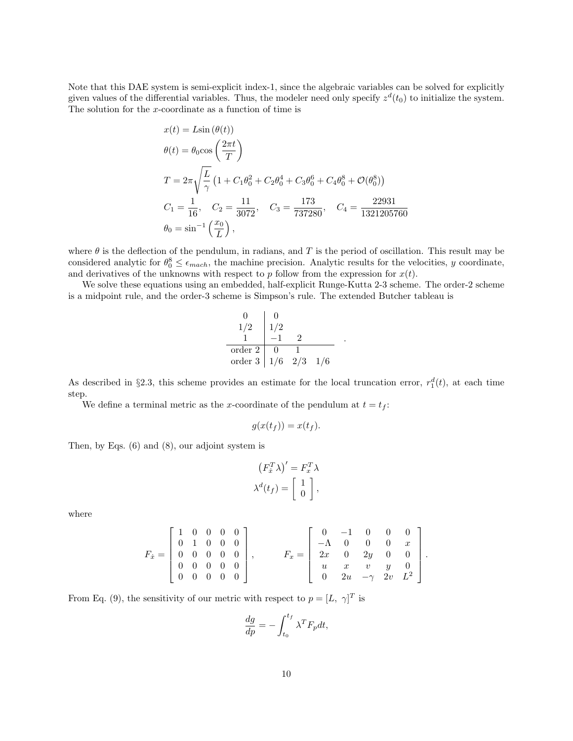Note that this DAE system is semi-explicit index-1, since the algebraic variables can be solved for explicitly given values of the differential variables. Thus, the modeler need only specify $z^d(t_0)$ to initialize the system. The solution for the $x$-coordinate as a function of time is

$$
\begin{aligned}
x(t) &= L\sin\left(\theta(t)\right) \\
\theta(t) &= \theta_0 \cos\left(\frac{2\pi t}{T}\right) \\
T &= 2\pi\sqrt{\frac{L}{\gamma}}\left(1 + C_1\theta_0^2 + C_2\theta_0^4 + C_3\theta_0^6 + C_4\theta_0^8 + \mathcal{O}(\theta_0^8)\right) \\
C_1 &= \frac{1}{16}, \quad C_2 = \frac{11}{3072}, \quad C_3 = \frac{173}{737280}, \quad C_4 = \frac{22931}{1321205760} \\
\theta_0 &= \sin^{-1}\left(\frac{x_0}{L}\right),
\end{aligned}
$$

where $\theta$ is the deflection of the pendulum, in radians, and $T$ is the period of oscillation. This result may be considered analytic for $\theta_0^8 \leq \epsilon_{mach}$, the machine precision. Analytic results for the velocities, $y$ coordinate, and derivatives of the unknowns with respect to $p$ follow from the expression for $x(t)$.

We solve these equations using an embedded, half-explicit Runge-Kutta 2-3 scheme. The order-2 scheme is a midpoint rule, and the order-3 scheme is Simpson's rule. The extended Butcher tableau is

$$
\begin{array}{c|ccc}
0 & 0 & & \\
1/2 & 1/2 & & \\
1 & -1 & 2 & \\
\hline
\text{order 2} & 0 & 1 & \\
\text{order 3} & 1/6 & 2/3 & 1/6
\end{array}
\quad .
$$

As described in §2.3, this scheme provides an estimate for the local truncation error, $r_1^d(t)$, at each time step.

We define a terminal metric as the $x$-coordinate of the pendulum at $t = t_f$:

$$
g(x(t_f)) = x(t_f).
$$

Then, by Eqs. (6) and (8), our adjoint system is

$$
\begin{aligned}
\left(F_{\dot{x}}^T \lambda\right)' &= F_x^T \lambda \\
\lambda^d(t_f) &= \begin{bmatrix} 1 \\ 0 \end{bmatrix},
\end{aligned}
$$

where

$$
F_{\dot{x}} = \begin{bmatrix} 1 & 0 & 0 & 0 & 0 \\ 0 & 1 & 0 & 0 & 0 \\ 0 & 0 & 0 & 0 & 0 \\ 0 & 0 & 0 & 0 & 0 \\ 0 & 0 & 0 & 0 & 0 \end{bmatrix}, \qquad F_x = \begin{bmatrix} 0 & -1 & 0 & 0 & 0 \\ -\Lambda & 0 & 0 & 0 & x \\ 2x & 0 & 2y & 0 & 0 \\ u & x & v & y & 0 \\ 0 & 2u & -\gamma & 2v & L^2 \end{bmatrix}.
$$

From Eq. (9), the sensitivity of our metric with respect to $p = [L,\ \gamma]^T$ is

$$
\frac{dg}{dp} = -\int_{t_0}^{t_f} \lambda^T F_p dt,
$$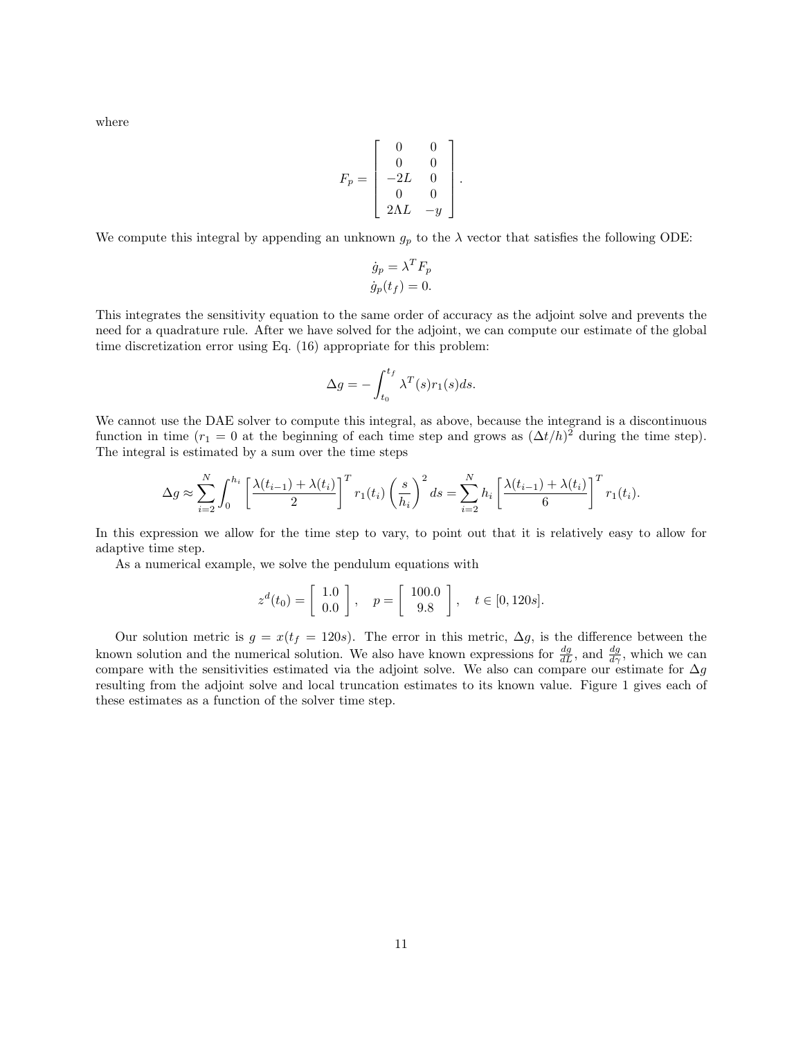where

$$
F_p = \begin{bmatrix} 0 & 0 \\ 0 & 0 \\ -2L & 0 \\ 0 & 0 \\ 2\Lambda L & -y \end{bmatrix}.
$$

We compute this integral by appending an unknown $g_p$ to the $\lambda$ vector that satisfies the following ODE:

$$
\dot{g}_p = \lambda^T F_p
$$

$$
\dot{g}_p(t_f) = 0.
$$

This integrates the sensitivity equation to the same order of accuracy as the adjoint solve and prevents the need for a quadrature rule. After we have solved for the adjoint, we can compute our estimate of the global time discretization error using Eq. (16) appropriate for this problem:

$$
\Delta g = -\int_{t_0}^{t_f} \lambda^T(s) r_1(s) ds.
$$

We cannot use the DAE solver to compute this integral, as above, because the integrand is a discontinuous function in time ($r_1 = 0$ at the beginning of each time step and grows as $(\Delta t/h)^2$ during the time step). The integral is estimated by a sum over the time steps

$$
\Delta g \approx \sum_{i=2}^{N} \int_0^{h_i} \left[ \frac{\lambda(t_{i-1}) + \lambda(t_i)}{2} \right]^T r_1(t_i) \left( \frac{s}{h_i} \right)^2 ds = \sum_{i=2}^{N} h_i \left[ \frac{\lambda(t_{i-1}) + \lambda(t_i)}{6} \right]^T r_1(t_i).
$$

In this expression we allow for the time step to vary, to point out that it is relatively easy to allow for adaptive time step.

As a numerical example, we solve the pendulum equations with

$$
z^d(t_0) = \begin{bmatrix} 1.0 \\ 0.0 \end{bmatrix}, \quad p = \begin{bmatrix} 100.0 \\ 9.8 \end{bmatrix}, \quad t \in [0, 120s].
$$

Our solution metric is $g = x(t_f = 120s)$. The error in this metric, $\Delta g$, is the difference between the known solution and the numerical solution. We also have known expressions for $\frac{dg}{dL}$, and $\frac{dg}{d\gamma}$, which we can compare with the sensitivities estimated via the adjoint solve. We also can compare our estimate for $\Delta g$ resulting from the adjoint solve and local truncation estimates to its known value. Figure 1 gives each of these estimates as a function of the solver time step.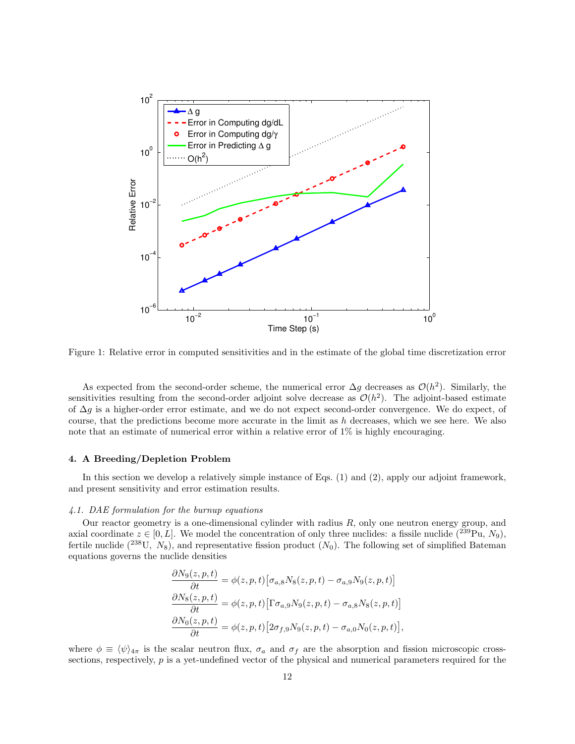Figure 1: Relative error in computed sensitivities and in the estimate of the global time discretization error

As expected from the second-order scheme, the numerical error $\Delta g$ decreases as $\mathcal{O}(h^2)$. Similarly, the sensitivities resulting from the second-order adjoint solve decrease as $\mathcal{O}(h^2)$. The adjoint-based estimate of $\Delta g$ is a higher-order error estimate, and we do not expect second-order convergence. We do expect, of course, that the predictions become more accurate in the limit as $h$ decreases, which we see here. We also note that an estimate of numerical error within a relative error of 1% is highly encouraging.

## 4. A Breeding/Depletion Problem

In this section we develop a relatively simple instance of Eqs. (1) and (2), apply our adjoint framework, and present sensitivity and error estimation results.

### *4.1. DAE formulation for the burnup equations*

Our reactor geometry is a one-dimensional cylinder with radius $R$, only one neutron energy group, and axial coordinate $z \in [0, L]$. We model the concentration of only three nuclides: a fissile nuclide ($^{239}$Pu, $N_9$), fertile nuclide ($^{238}$U, $N_8$), and representative fission product ($N_0$). The following set of simplified Bateman equations governs the nuclide densities

$$
\begin{aligned}
\frac{\partial N_9(z,p,t)}{\partial t} &= \phi(z,p,t)\big[\sigma_{a,8} N_8(z,p,t) - \sigma_{a,9} N_9(z,p,t)\big] \\
\frac{\partial N_8(z,p,t)}{\partial t} &= \phi(z,p,t)\big[\Gamma \sigma_{a,9} N_9(z,p,t) - \sigma_{a,8} N_8(z,p,t)\big] \\
\frac{\partial N_0(z,p,t)}{\partial t} &= \phi(z,p,t)\big[2\sigma_{f,9} N_9(z,p,t) - \sigma_{a,0} N_0(z,p,t)\big],
\end{aligned}
$$

where $\phi \equiv \langle \psi \rangle_{4\pi}$ is the scalar neutron flux, $\sigma_a$ and $\sigma_f$ are the absorption and fission microscopic cross-sections, respectively, $p$ is a yet-undefined vector of the physical and numerical parameters required for the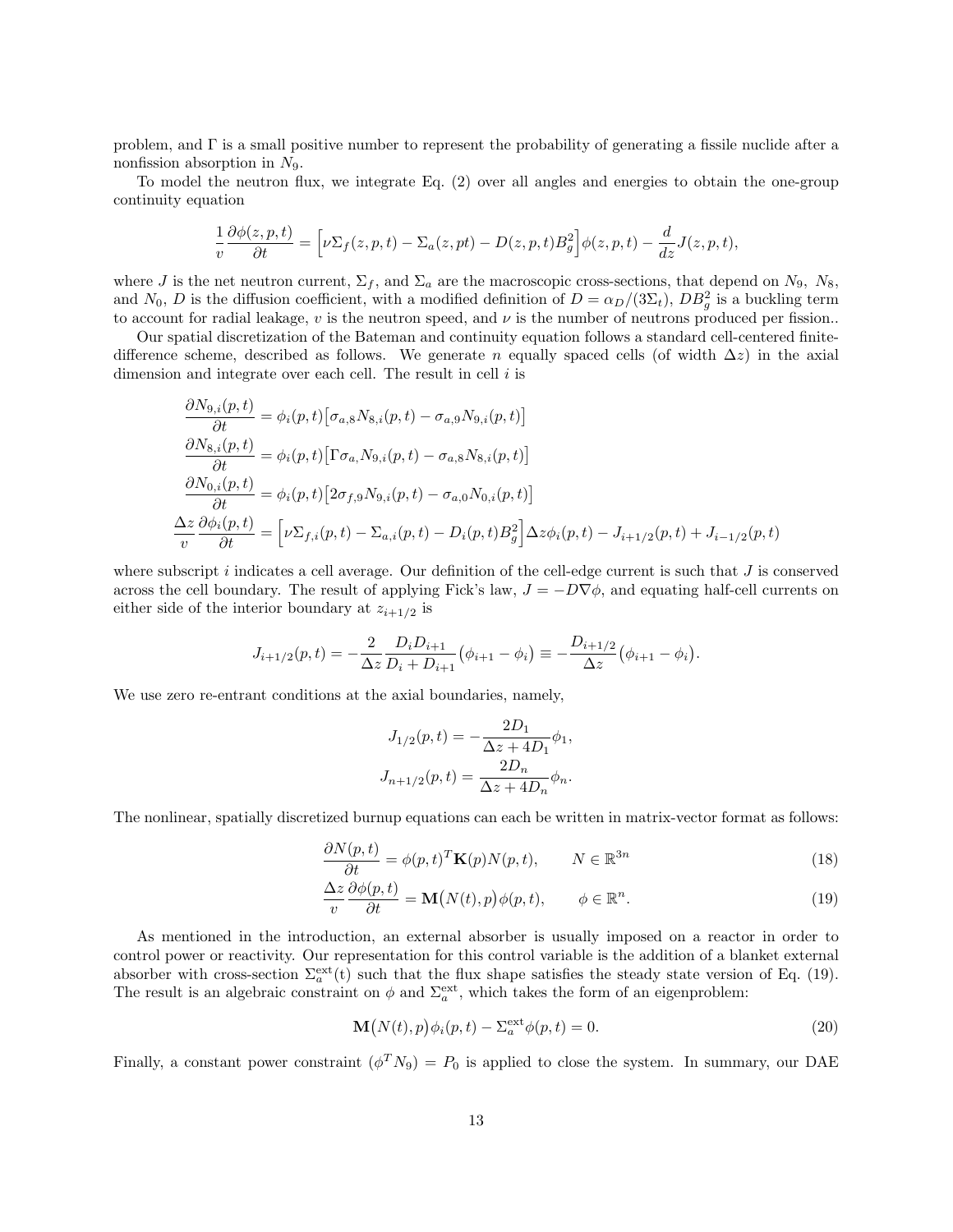problem, and $\Gamma$ is a small positive number to represent the probability of generating a fissile nuclide after a nonfission absorption in $N_9$.

To model the neutron flux, we integrate Eq. (2) over all angles and energies to obtain the one-group continuity equation

$$\frac{1}{v}\frac{\partial \phi(z,p,t)}{\partial t} = \Big[\nu\Sigma_f(z,p,t) - \Sigma_a(z,pt) - D(z,p,t)B_g^2\Big]\phi(z,p,t) - \frac{d}{dz}J(z,p,t),$$

where $J$ is the net neutron current, $\Sigma_f$, and $\Sigma_a$ are the macroscopic cross-sections, that depend on $N_9$, $N_8$, and $N_0$, $D$ is the diffusion coefficient, with a modified definition of $D = \alpha_D/(3\Sigma_t)$, $DB_g^2$ is a buckling term to account for radial leakage, $v$ is the neutron speed, and $\nu$ is the number of neutrons produced per fission..

Our spatial discretization of the Bateman and continuity equation follows a standard cell-centered finite-difference scheme, described as follows. We generate $n$ equally spaced cells (of width $\Delta z$) in the axial dimension and integrate over each cell. The result in cell $i$ is

$$\begin{aligned}
\frac{\partial N_{9,i}(p,t)}{\partial t} &= \phi_i(p,t)\big[\sigma_{a,8}N_{8,i}(p,t) - \sigma_{a,9}N_{9,i}(p,t)\big]\\
\frac{\partial N_{8,i}(p,t)}{\partial t} &= \phi_i(p,t)\big[\Gamma\sigma_{a,}N_{9,i}(p,t) - \sigma_{a,8}N_{8,i}(p,t)\big]\\
\frac{\partial N_{0,i}(p,t)}{\partial t} &= \phi_i(p,t)\big[2\sigma_{f,9}N_{9,i}(p,t) - \sigma_{a,0}N_{0,i}(p,t)\big]\\
\frac{\Delta z}{v}\frac{\partial \phi_i(p,t)}{\partial t} &= \Big[\nu\Sigma_{f,i}(p,t) - \Sigma_{a,i}(p,t) - D_i(p,t)B_g^2\Big]\Delta z\phi_i(p,t) - J_{i+1/2}(p,t) + J_{i-1/2}(p,t)
\end{aligned}$$

where subscript $i$ indicates a cell average. Our definition of the cell-edge current is such that $J$ is conserved across the cell boundary. The result of applying Fick's law, $J = -D\nabla\phi$, and equating half-cell currents on either side of the interior boundary at $z_{i+1/2}$ is

$$J_{i+1/2}(p,t) = -\frac{2}{\Delta z}\frac{D_i D_{i+1}}{D_i + D_{i+1}}\big(\phi_{i+1} - \phi_i\big) \equiv -\frac{D_{i+1/2}}{\Delta z}\big(\phi_{i+1} - \phi_i\big).$$

We use zero re-entrant conditions at the axial boundaries, namely,

$$\begin{aligned}
J_{1/2}(p,t) &= -\frac{2D_1}{\Delta z + 4D_1}\phi_1,\\
J_{n+1/2}(p,t) &= \frac{2D_n}{\Delta z + 4D_n}\phi_n.
\end{aligned}$$

The nonlinear, spatially discretized burnup equations can each be written in matrix-vector format as follows:

$$\frac{\partial N(p,t)}{\partial t} = \phi(p,t)^T\mathbf{K}(p)N(p,t), \qquad N \in \mathbb{R}^{3n} \tag{18}$$

$$\frac{\Delta z}{v}\frac{\partial \phi(p,t)}{\partial t} = \mathbf{M}\big(N(t),p\big)\phi(p,t), \qquad \phi \in \mathbb{R}^n. \tag{19}$$

As mentioned in the introduction, an external absorber is usually imposed on a reactor in order to control power or reactivity. Our representation for this control variable is the addition of a blanket external absorber with cross-section $\Sigma_a^{\text{ext}}(t)$ such that the flux shape satisfies the steady state version of Eq. (19). The result is an algebraic constraint on $\phi$ and $\Sigma_a^{\text{ext}}$, which takes the form of an eigenproblem:

$$\mathbf{M}\big(N(t),p\big)\phi_i(p,t) - \Sigma_a^{\text{ext}}\phi(p,t) = 0. \tag{20}$$

Finally, a constant power constraint ($\phi^T N_9) = P_0$ is applied to close the system. In summary, our DAE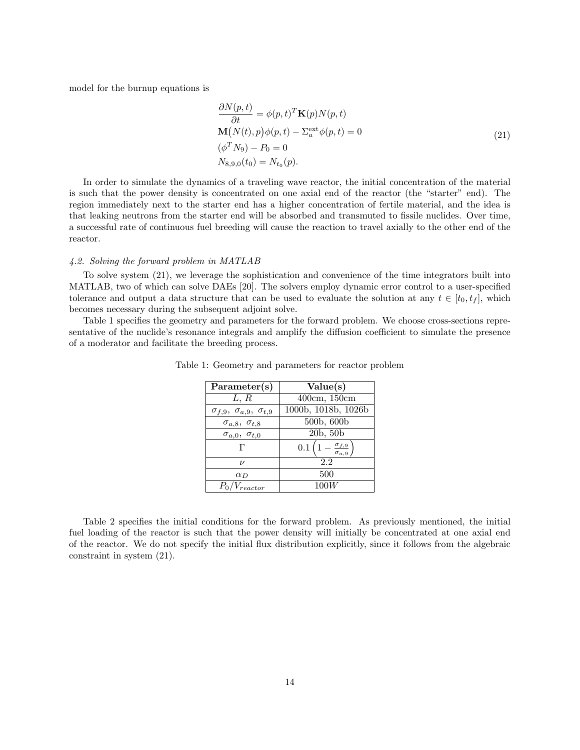model for the burnup equations is

$$
\begin{aligned}
&\frac{\partial N(p,t)}{\partial t} = \phi(p,t)^T \mathbf{K}(p) N(p,t) \\
&\mathbf{M}\big(N(t),p\big)\phi(p,t) - \Sigma_a^{\text{ext}}\phi(p,t) = 0 \\
&(\phi^T N_9) - P_0 = 0 \\
&N_{8,9,0}(t_0) = N_{t_0}(p).
\end{aligned}
\tag{21}
$$

In order to simulate the dynamics of a traveling wave reactor, the initial concentration of the material is such that the power density is concentrated on one axial end of the reactor (the "starter" end). The region immediately next to the starter end has a higher concentration of fertile material, and the idea is that leaking neutrons from the starter end will be absorbed and transmuted to fissile nuclides. Over time, a successful rate of continuous fuel breeding will cause the reaction to travel axially to the other end of the reactor.

### *4.2. Solving the forward problem in MATLAB*

To solve system (21), we leverage the sophistication and convenience of the time integrators built into MATLAB, two of which can solve DAEs [20]. The solvers employ dynamic error control to a user-specified tolerance and output a data structure that can be used to evaluate the solution at any $t \in [t_0, t_f]$, which becomes necessary during the subsequent adjoint solve.

Table 1 specifies the geometry and parameters for the forward problem. We choose cross-sections representative of the nuclide's resonance integrals and amplify the diffusion coefficient to simulate the presence of a moderator and facilitate the breeding process.

Table 1: Geometry and parameters for reactor problem

| **Parameter(s)** | **Value(s)** |
|---|---|
| $L,\ R$ | 400cm, 150cm |
| $\sigma_{f,9},\ \sigma_{a,9},\ \sigma_{t,9}$ | 1000b, 1018b, 1026b |
| $\sigma_{a,8},\ \sigma_{t,8}$ | 500b, 600b |
| $\sigma_{a,0},\ \sigma_{t,0}$ | 20b, 50b |
| $\Gamma$ | $0.1\left(1 - \frac{\sigma_{f,9}}{\sigma_{a,9}}\right)$ |
| $\nu$ | 2.2 |
| $\alpha_D$ | 500 |
| $P_0/V_{reactor}$ | $100W$ |

Table 2 specifies the initial conditions for the forward problem. As previously mentioned, the initial fuel loading of the reactor is such that the power density will initially be concentrated at one axial end of the reactor. We do not specify the initial flux distribution explicitly, since it follows from the algebraic constraint in system (21).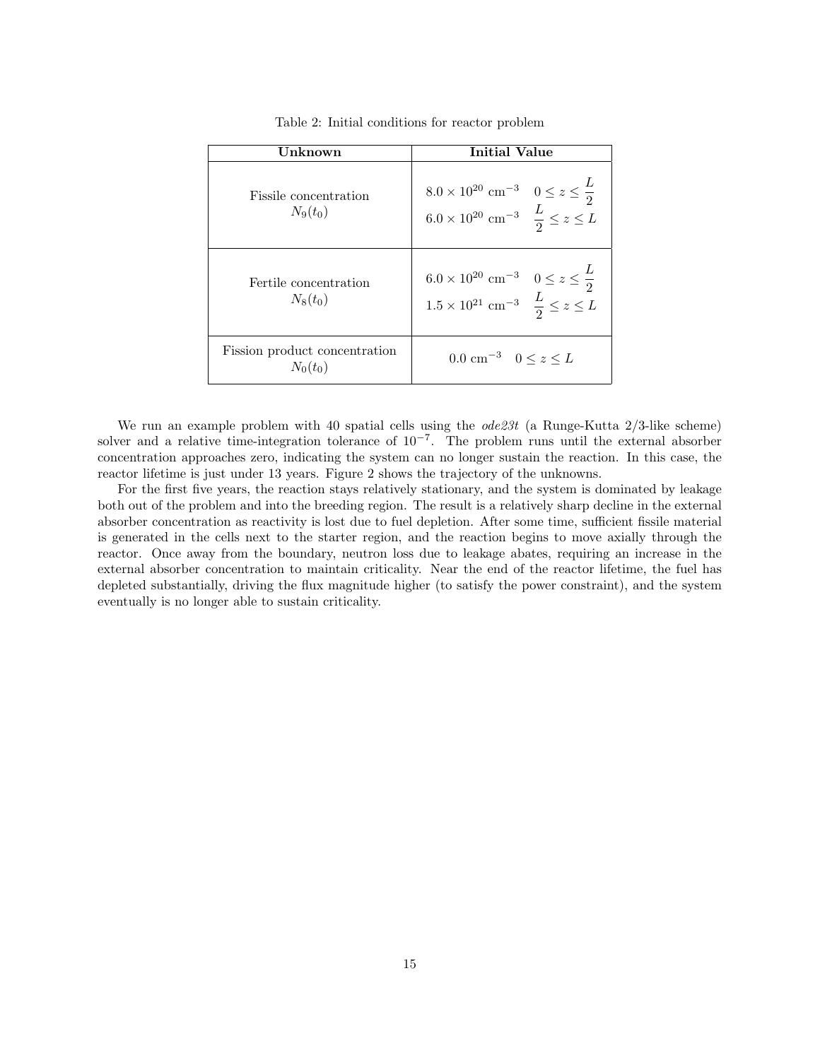Table 2: Initial conditions for reactor problem

| Unknown | Initial Value |
|---|---|
| Fissile concentration $N_9(t_0)$ | $8.0 \times 10^{20}$ cm$^{-3}$ $\quad 0 \leq z \leq \frac{L}{2}$ <br> $6.0 \times 10^{20}$ cm$^{-3}$ $\quad \frac{L}{2} \leq z \leq L$ |
| Fertile concentration $N_8(t_0)$ | $6.0 \times 10^{20}$ cm$^{-3}$ $\quad 0 \leq z \leq \frac{L}{2}$ <br> $1.5 \times 10^{21}$ cm$^{-3}$ $\quad \frac{L}{2} \leq z \leq L$ |
| Fission product concentration $N_0(t_0)$ | $0.0$ cm$^{-3}$ $\quad 0 \leq z \leq L$ |

We run an example problem with 40 spatial cells using the *ode23t* (a Runge-Kutta 2/3-like scheme) solver and a relative time-integration tolerance of $10^{-7}$. The problem runs until the external absorber concentration approaches zero, indicating the system can no longer sustain the reaction. In this case, the reactor lifetime is just under 13 years. Figure 2 shows the trajectory of the unknowns.

For the first five years, the reaction stays relatively stationary, and the system is dominated by leakage both out of the problem and into the breeding region. The result is a relatively sharp decline in the external absorber concentration as reactivity is lost due to fuel depletion. After some time, sufficient fissile material is generated in the cells next to the starter region, and the reaction begins to move axially through the reactor. Once away from the boundary, neutron loss due to leakage abates, requiring an increase in the external absorber concentration to maintain criticality. Near the end of the reactor lifetime, the fuel has depleted substantially, driving the flux magnitude higher (to satisfy the power constraint), and the system eventually is no longer able to sustain criticality.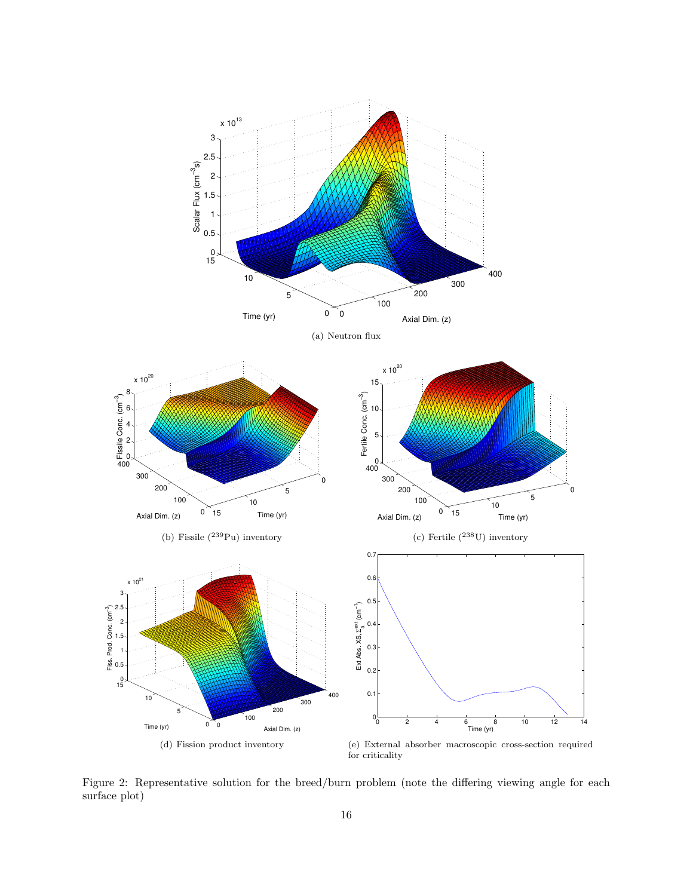(a) Neutron flux

(b) Fissile ($^{239}$Pu) inventory

(c) Fertile ($^{238}$U) inventory

(d) Fission product inventory

(e) External absorber macroscopic cross-section required for criticality

Figure 2: Representative solution for the breed/burn problem (note the differing viewing angle for each surface plot)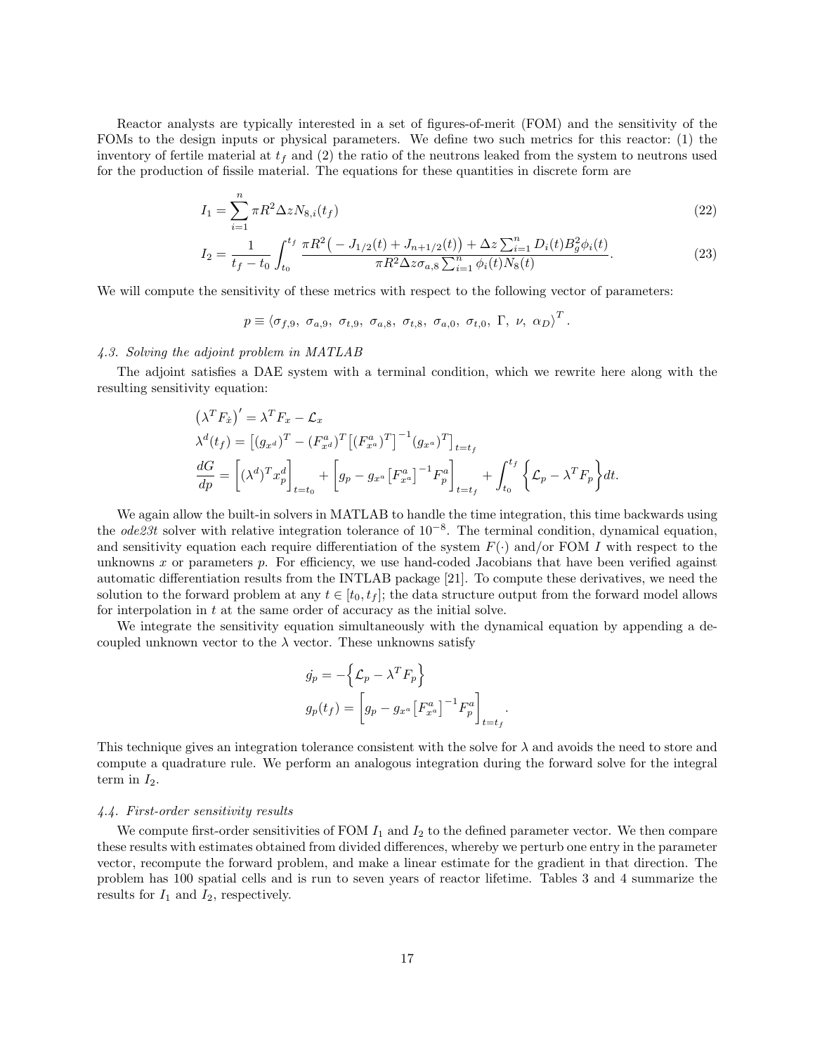Reactor analysts are typically interested in a set of figures-of-merit (FOM) and the sensitivity of the FOMs to the design inputs or physical parameters. We define two such metrics for this reactor: (1) the inventory of fertile material at $t_f$ and (2) the ratio of the neutrons leaked from the system to neutrons used for the production of fissile material. The equations for these quantities in discrete form are

$$I_1 = \sum_{i=1}^{n} \pi R^2 \Delta z N_{8,i}(t_f) \tag{22}$$

$$I_2 = \frac{1}{t_f - t_0} \int_{t_0}^{t_f} \frac{\pi R^2 \big( - J_{1/2}(t) + J_{n+1/2}(t) \big) + \Delta z \sum_{i=1}^{n} D_i(t) B_g^2 \phi_i(t)}{\pi R^2 \Delta z \sigma_{a,8} \sum_{i=1}^{n} \phi_i(t) N_8(t)}. \tag{23}$$

We will compute the sensitivity of these metrics with respect to the following vector of parameters:

$$p \equiv \langle \sigma_{f,9},\ \sigma_{a,9},\ \sigma_{t,9},\ \sigma_{a,8},\ \sigma_{t,8},\ \sigma_{a,0},\ \sigma_{t,0},\ \Gamma,\ \nu,\ \alpha_D \rangle^T .$$

*4.3. Solving the adjoint problem in MATLAB*

The adjoint satisfies a DAE system with a terminal condition, which we rewrite here along with the resulting sensitivity equation:

$$\begin{aligned}
\left(\lambda^T F_{\dot{x}}\right)' &= \lambda^T F_x - \mathcal{L}_x \\
\lambda^d(t_f) &= \left[ (g_{x^d})^T - (F^a_{x^d})^T \left[ (F^a_{x^a})^T \right]^{-1} (g_{x^a})^T \right]_{t=t_f} \\
\frac{dG}{dp} &= \left[ (\lambda^d)^T x^d_p \right]_{t=t_0} + \left[ g_p - g_{x^a} \left[ F^a_{x^a} \right]^{-1} F^a_p \right]_{t=t_f} + \int_{t_0}^{t_f} \Big\{ \mathcal{L}_p - \lambda^T F_p \Big\} dt.
\end{aligned}$$

We again allow the built-in solvers in MATLAB to handle the time integration, this time backwards using the *ode23t* solver with relative integration tolerance of $10^{-8}$. The terminal condition, dynamical equation, and sensitivity equation each require differentiation of the system $F(\cdot)$ and/or FOM $I$ with respect to the unknowns $x$ or parameters $p$. For efficiency, we use hand-coded Jacobians that have been verified against automatic differentiation results from the INTLAB package [21]. To compute these derivatives, we need the solution to the forward problem at any $t \in [t_0, t_f]$; the data structure output from the forward model allows for interpolation in $t$ at the same order of accuracy as the initial solve.

We integrate the sensitivity equation simultaneously with the dynamical equation by appending a decoupled unknown vector to the $\lambda$ vector. These unknowns satisfy

$$\begin{aligned}
\dot{g_p} &= -\Big\{ \mathcal{L}_p - \lambda^T F_p \Big\} \\
g_p(t_f) &= \left[ g_p - g_{x^a} \left[ F^a_{x^a} \right]^{-1} F^a_p \right]_{t=t_f} .
\end{aligned}$$

This technique gives an integration tolerance consistent with the solve for $\lambda$ and avoids the need to store and compute a quadrature rule. We perform an analogous integration during the forward solve for the integral term in $I_2$.

*4.4. First-order sensitivity results*

We compute first-order sensitivities of FOM $I_1$ and $I_2$ to the defined parameter vector. We then compare these results with estimates obtained from divided differences, whereby we perturb one entry in the parameter vector, recompute the forward problem, and make a linear estimate for the gradient in that direction. The problem has 100 spatial cells and is run to seven years of reactor lifetime. Tables 3 and 4 summarize the results for $I_1$ and $I_2$, respectively.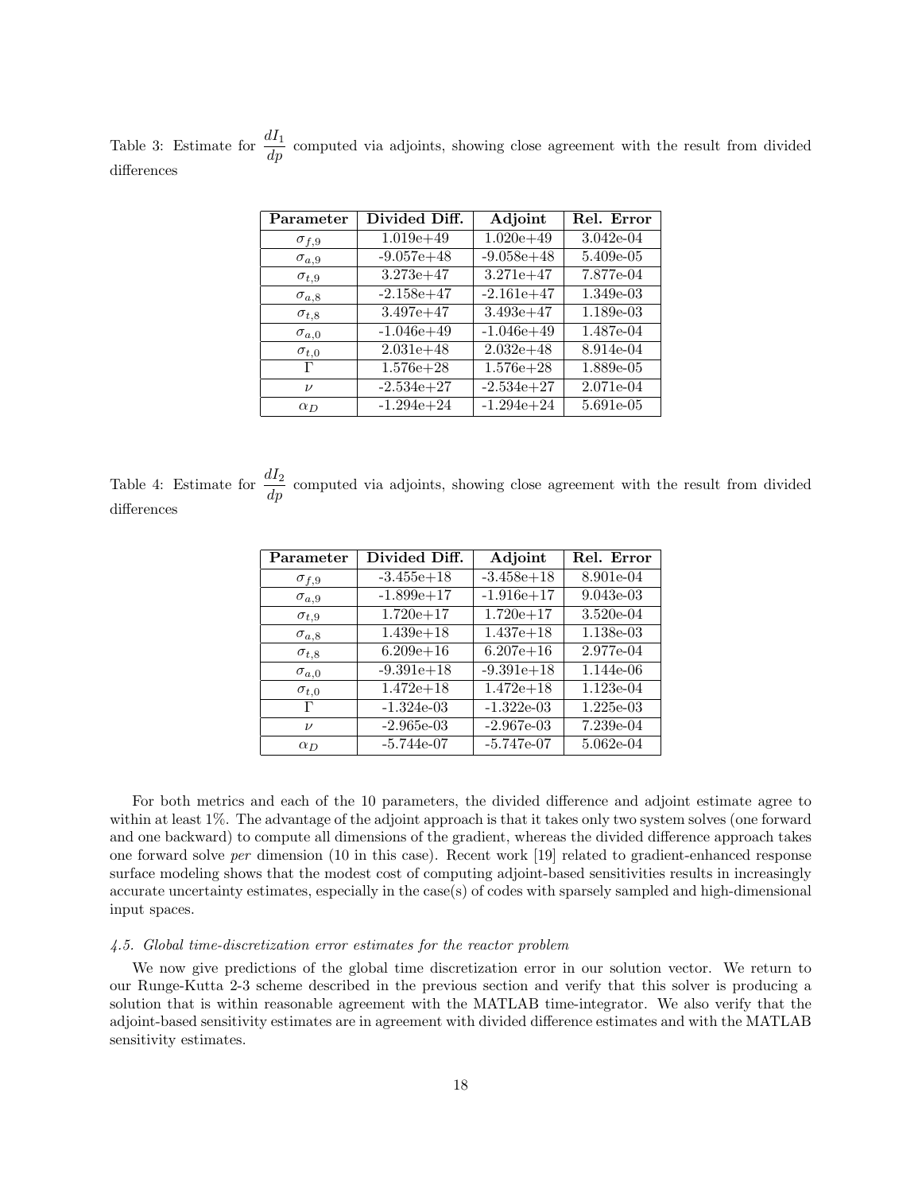Table 3: Estimate for $\frac{dI_1}{dp}$ computed via adjoints, showing close agreement with the result from divided differences

| Parameter | Divided Diff. | Adjoint | Rel. Error |
|---|---|---|---|
| $\sigma_{f,9}$ | 1.019e+49 | 1.020e+49 | 3.042e-04 |
| $\sigma_{a,9}$ | -9.057e+48 | -9.058e+48 | 5.409e-05 |
| $\sigma_{t,9}$ | 3.273e+47 | 3.271e+47 | 7.877e-04 |
| $\sigma_{a,8}$ | -2.158e+47 | -2.161e+47 | 1.349e-03 |
| $\sigma_{t,8}$ | 3.497e+47 | 3.493e+47 | 1.189e-03 |
| $\sigma_{a,0}$ | -1.046e+49 | -1.046e+49 | 1.487e-04 |
| $\sigma_{t,0}$ | 2.031e+48 | 2.032e+48 | 8.914e-04 |
| $\Gamma$ | 1.576e+28 | 1.576e+28 | 1.889e-05 |
| $\nu$ | -2.534e+27 | -2.534e+27 | 2.071e-04 |
| $\alpha_D$ | -1.294e+24 | -1.294e+24 | 5.691e-05 |

Table 4: Estimate for $\frac{dI_2}{dp}$ computed via adjoints, showing close agreement with the result from divided differences

| Parameter | Divided Diff. | Adjoint | Rel. Error |
|---|---|---|---|
| $\sigma_{f,9}$ | -3.455e+18 | -3.458e+18 | 8.901e-04 |
| $\sigma_{a,9}$ | -1.899e+17 | -1.916e+17 | 9.043e-03 |
| $\sigma_{t,9}$ | 1.720e+17 | 1.720e+17 | 3.520e-04 |
| $\sigma_{a,8}$ | 1.439e+18 | 1.437e+18 | 1.138e-03 |
| $\sigma_{t,8}$ | 6.209e+16 | 6.207e+16 | 2.977e-04 |
| $\sigma_{a,0}$ | -9.391e+18 | -9.391e+18 | 1.144e-06 |
| $\sigma_{t,0}$ | 1.472e+18 | 1.472e+18 | 1.123e-04 |
| $\Gamma$ | -1.324e-03 | -1.322e-03 | 1.225e-03 |
| $\nu$ | -2.965e-03 | -2.967e-03 | 7.239e-04 |
| $\alpha_D$ | -5.744e-07 | -5.747e-07 | 5.062e-04 |

For both metrics and each of the 10 parameters, the divided difference and adjoint estimate agree to within at least 1%. The advantage of the adjoint approach is that it takes only two system solves (one forward and one backward) to compute all dimensions of the gradient, whereas the divided difference approach takes one forward solve *per* dimension (10 in this case). Recent work [19] related to gradient-enhanced response surface modeling shows that the modest cost of computing adjoint-based sensitivities results in increasingly accurate uncertainty estimates, especially in the case(s) of codes with sparsely sampled and high-dimensional input spaces.

### *4.5. Global time-discretization error estimates for the reactor problem*

We now give predictions of the global time discretization error in our solution vector. We return to our Runge-Kutta 2-3 scheme described in the previous section and verify that this solver is producing a solution that is within reasonable agreement with the MATLAB time-integrator. We also verify that the adjoint-based sensitivity estimates are in agreement with divided difference estimates and with the MATLAB sensitivity estimates.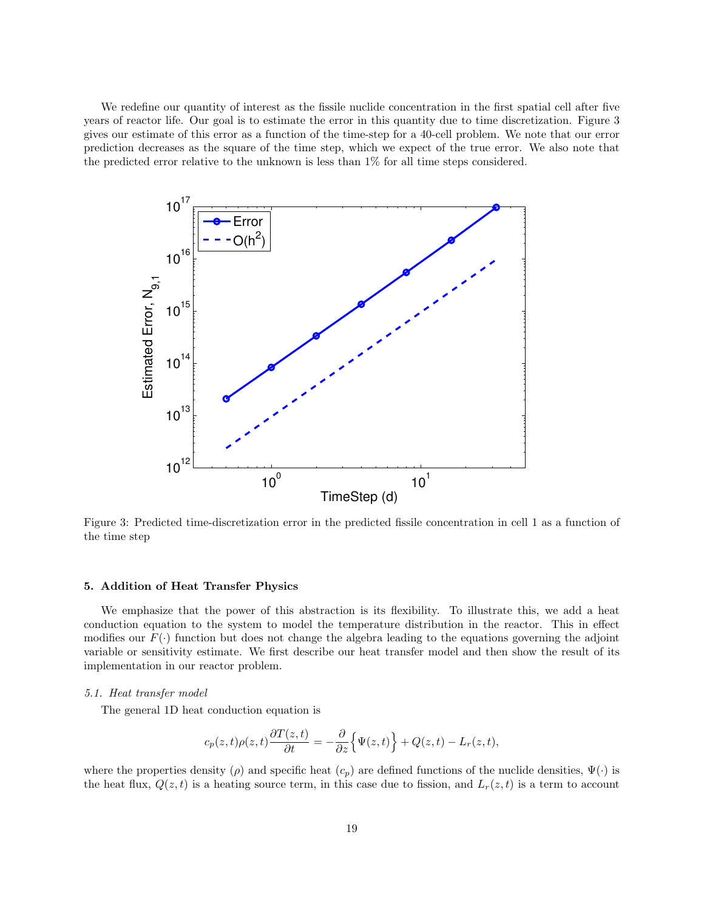We redefine our quantity of interest as the fissile nuclide concentration in the first spatial cell after five years of reactor life. Our goal is to estimate the error in this quantity due to time discretization. Figure 3 gives our estimate of this error as a function of the time-step for a 40-cell problem. We note that our error prediction decreases as the square of the time step, which we expect of the true error. We also note that the predicted error relative to the unknown is less than 1% for all time steps considered.

Figure 3: Predicted time-discretization error in the predicted fissile concentration in cell 1 as a function of the time step

## 5. Addition of Heat Transfer Physics

We emphasize that the power of this abstraction is its flexibility. To illustrate this, we add a heat conduction equation to the system to model the temperature distribution in the reactor. This in effect modifies our $F(\cdot)$ function but does not change the algebra leading to the equations governing the adjoint variable or sensitivity estimate. We first describe our heat transfer model and then show the result of its implementation in our reactor problem.

### *5.1. Heat transfer model*

The general 1D heat conduction equation is

$$c_p(z,t)\rho(z,t)\frac{\partial T(z,t)}{\partial t} = -\frac{\partial}{\partial z}\Big\{\Psi(z,t)\Big\} + Q(z,t) - L_r(z,t),$$

where the properties density ($\rho$) and specific heat ($c_p$) are defined functions of the nuclide densities, $\Psi(\cdot)$ is the heat flux, $Q(z,t)$ is a heating source term, in this case due to fission, and $L_r(z,t)$ is a term to account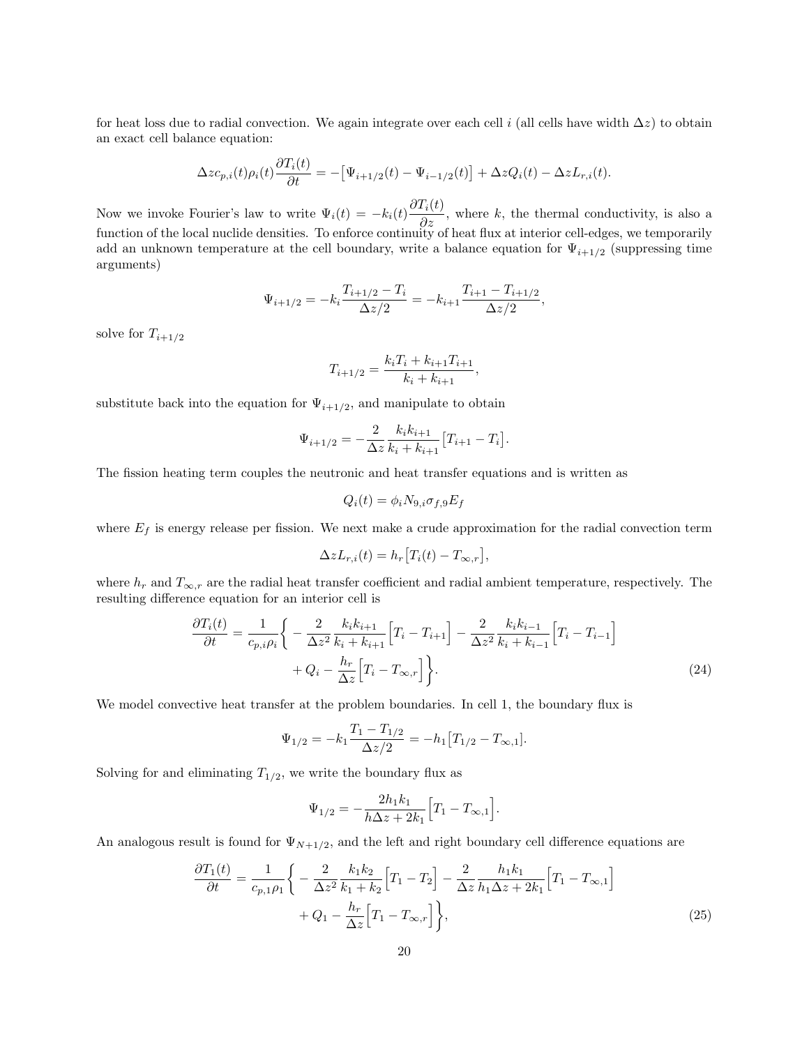for heat loss due to radial convection. We again integrate over each cell $i$ (all cells have width $\Delta z$) to obtain an exact cell balance equation:

$$\Delta z c_{p,i}(t)\rho_i(t)\frac{\partial T_i(t)}{\partial t} = -\big[\Psi_{i+1/2}(t) - \Psi_{i-1/2}(t)\big] + \Delta z Q_i(t) - \Delta z L_{r,i}(t).$$

Now we invoke Fourier's law to write $\Psi_i(t) = -k_i(t)\dfrac{\partial T_i(t)}{\partial z}$, where $k$, the thermal conductivity, is also a function of the local nuclide densities. To enforce continuity of heat flux at interior cell-edges, we temporarily add an unknown temperature at the cell boundary, write a balance equation for $\Psi_{i+1/2}$ (suppressing time arguments)

$$\Psi_{i+1/2} = -k_i\frac{T_{i+1/2} - T_i}{\Delta z/2} = -k_{i+1}\frac{T_{i+1} - T_{i+1/2}}{\Delta z/2},$$

solve for $T_{i+1/2}$

$$T_{i+1/2} = \frac{k_i T_i + k_{i+1}T_{i+1}}{k_i + k_{i+1}},$$

substitute back into the equation for $\Psi_{i+1/2}$, and manipulate to obtain

$$\Psi_{i+1/2} = -\frac{2}{\Delta z}\frac{k_i k_{i+1}}{k_i + k_{i+1}}\big[T_{i+1} - T_i\big].$$

The fission heating term couples the neutronic and heat transfer equations and is written as

$$Q_i(t) = \phi_i N_{9,i}\sigma_{f,9}E_f$$

where $E_f$ is energy release per fission. We next make a crude approximation for the radial convection term

$$\Delta z L_{r,i}(t) = h_r\big[T_i(t) - T_{\infty,r}\big],$$

where $h_r$ and $T_{\infty,r}$ are the radial heat transfer coefficient and radial ambient temperature, respectively. The resulting difference equation for an interior cell is

$$\begin{aligned}\frac{\partial T_i(t)}{\partial t} = \frac{1}{c_{p,i}\rho_i}\bigg\{ &-\frac{2}{\Delta z^2}\frac{k_i k_{i+1}}{k_i + k_{i+1}}\Big[T_i - T_{i+1}\Big] - \frac{2}{\Delta z^2}\frac{k_i k_{i-1}}{k_i + k_{i-1}}\Big[T_i - T_{i-1}\Big] \\ &+ Q_i - \frac{h_r}{\Delta z}\Big[T_i - T_{\infty,r}\Big]\bigg\}. \end{aligned} \tag{24}$$

We model convective heat transfer at the problem boundaries. In cell 1, the boundary flux is

$$\Psi_{1/2} = -k_1\frac{T_1 - T_{1/2}}{\Delta z/2} = -h_1\big[T_{1/2} - T_{\infty,1}\big].$$

Solving for and eliminating $T_{1/2}$, we write the boundary flux as

$$\Psi_{1/2} = -\frac{2h_1 k_1}{h\Delta z + 2k_1}\Big[T_1 - T_{\infty,1}\Big].$$

An analogous result is found for $\Psi_{N+1/2}$, and the left and right boundary cell difference equations are

$$\begin{aligned}\frac{\partial T_1(t)}{\partial t} = \frac{1}{c_{p,1}\rho_1}\bigg\{ &-\frac{2}{\Delta z^2}\frac{k_1 k_2}{k_1 + k_2}\Big[T_1 - T_2\Big] - \frac{2}{\Delta z}\frac{h_1 k_1}{h_1\Delta z + 2k_1}\Big[T_1 - T_{\infty,1}\Big] \\ &+ Q_1 - \frac{h_r}{\Delta z}\Big[T_1 - T_{\infty,r}\Big]\bigg\}, \end{aligned} \tag{25}$$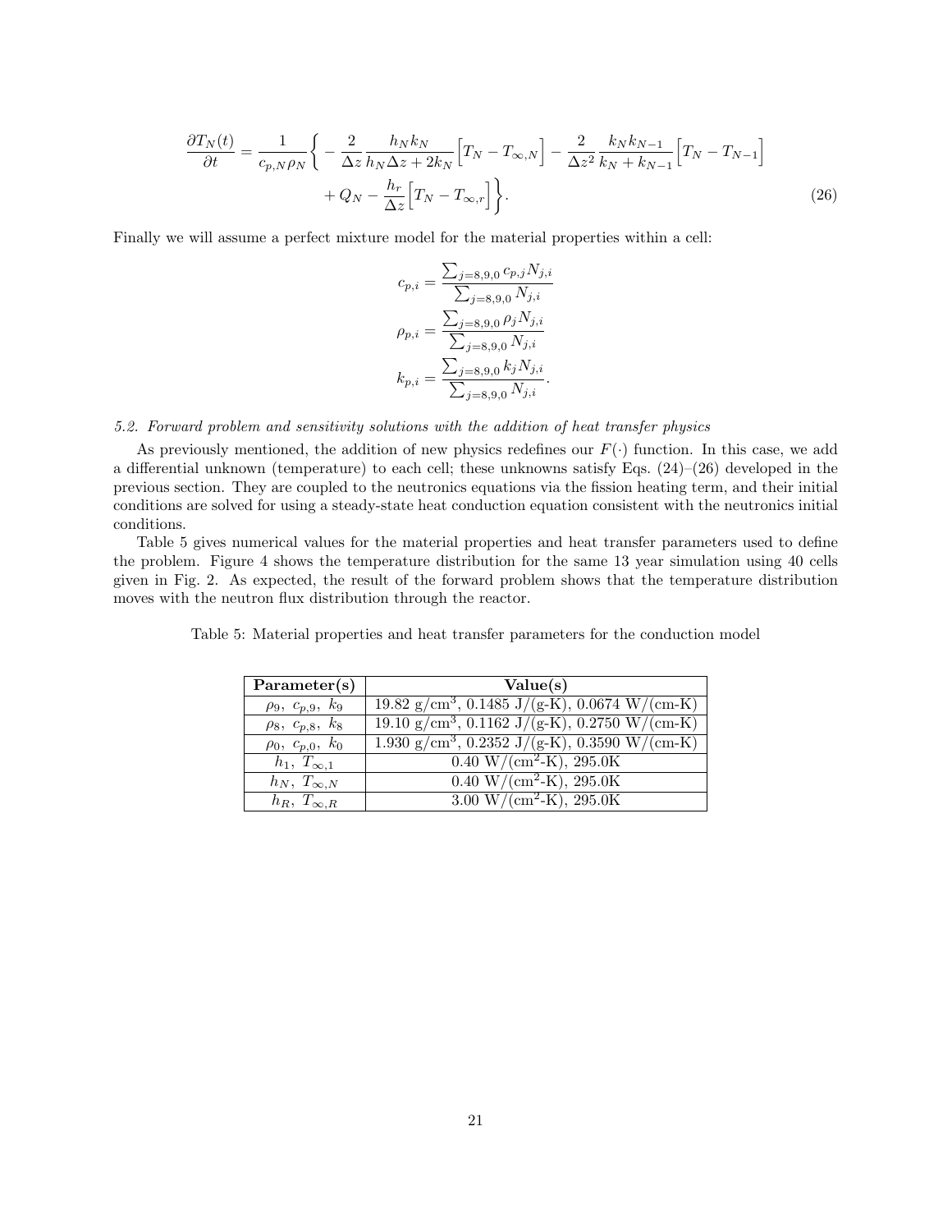$$
\frac{\partial T_N(t)}{\partial t} = \frac{1}{c_{p,N}\rho_N}\Bigg\{ -\frac{2}{\Delta z}\frac{h_N k_N}{h_N \Delta z + 2k_N}\Big[T_N - T_{\infty,N}\Big] - \frac{2}{\Delta z^2}\frac{k_N k_{N-1}}{k_N + k_{N-1}}\Big[T_N - T_{N-1}\Big] + Q_N - \frac{h_r}{\Delta z}\Big[T_N - T_{\infty,r}\Big]\Bigg\}. \tag{26}
$$

Finally we will assume a perfect mixture model for the material properties within a cell:

$$
c_{p,i} = \frac{\sum_{j=8,9,0} c_{p,j} N_{j,i}}{\sum_{j=8,9,0} N_{j,i}}
$$

$$
\rho_{p,i} = \frac{\sum_{j=8,9,0} \rho_j N_{j,i}}{\sum_{j=8,9,0} N_{j,i}}
$$

$$
k_{p,i} = \frac{\sum_{j=8,9,0} k_j N_{j,i}}{\sum_{j=8,9,0} N_{j,i}}.
$$

*5.2. Forward problem and sensitivity solutions with the addition of heat transfer physics*

As previously mentioned, the addition of new physics redefines our $F(\cdot)$ function. In this case, we add a differential unknown (temperature) to each cell; these unknowns satisfy Eqs. (24)–(26) developed in the previous section. They are coupled to the neutronics equations via the fission heating term, and their initial conditions are solved for using a steady-state heat conduction equation consistent with the neutronics initial conditions.

Table 5 gives numerical values for the material properties and heat transfer parameters used to define the problem. Figure 4 shows the temperature distribution for the same 13 year simulation using 40 cells given in Fig. 2. As expected, the result of the forward problem shows that the temperature distribution moves with the neutron flux distribution through the reactor.

Table 5: Material properties and heat transfer parameters for the conduction model

| **Parameter(s)** | **Value(s)** |
|---|---|
| $\rho_9,\ c_{p,9},\ k_9$ | 19.82 g/cm$^3$, 0.1485 J/(g-K), 0.0674 W/(cm-K) |
| $\rho_8,\ c_{p,8},\ k_8$ | 19.10 g/cm$^3$, 0.1162 J/(g-K), 0.2750 W/(cm-K) |
| $\rho_0,\ c_{p,0},\ k_0$ | 1.930 g/cm$^3$, 0.2352 J/(g-K), 0.3590 W/(cm-K) |
| $h_1,\ T_{\infty,1}$ | 0.40 W/(cm$^2$-K), 295.0K |
| $h_N,\ T_{\infty,N}$ | 0.40 W/(cm$^2$-K), 295.0K |
| $h_R,\ T_{\infty,R}$ | 3.00 W/(cm$^2$-K), 295.0K |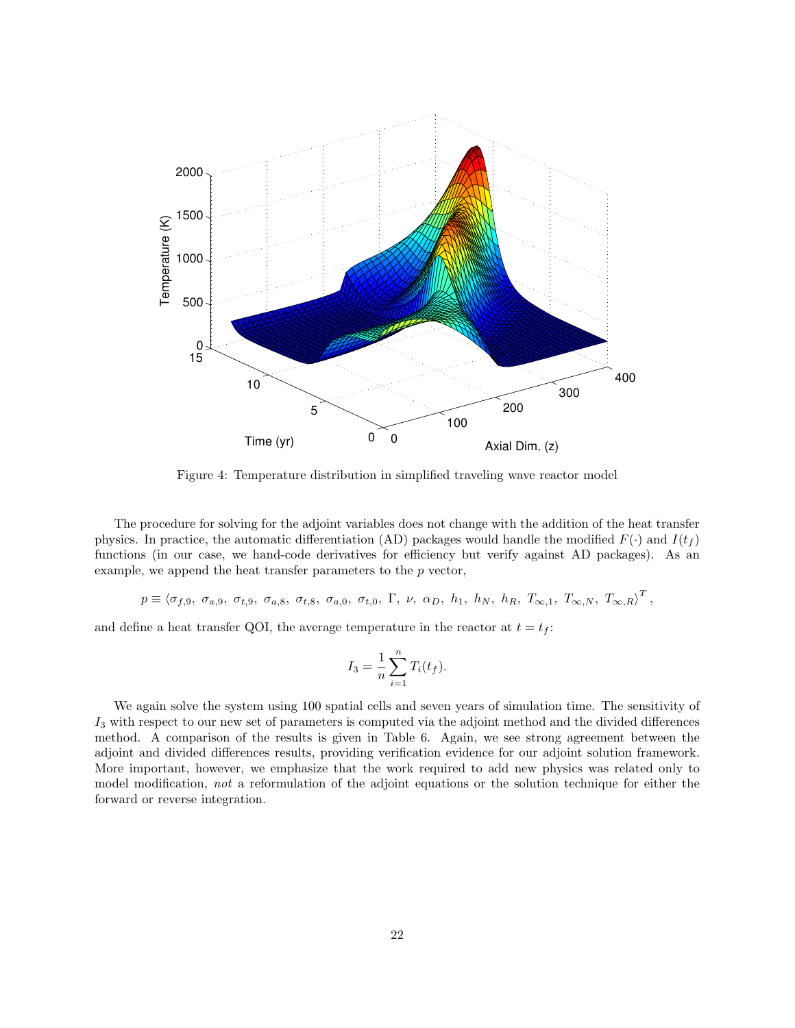Figure 4: Temperature distribution in simplified traveling wave reactor model

The procedure for solving for the adjoint variables does not change with the addition of the heat transfer physics. In practice, the automatic differentiation (AD) packages would handle the modified $F(\cdot)$ and $I(t_f)$ functions (in our case, we hand-code derivatives for efficiency but verify against AD packages). As an example, we append the heat transfer parameters to the $p$ vector,

$$p \equiv \langle \sigma_{f,9},\ \sigma_{a,9},\ \sigma_{t,9},\ \sigma_{a,8},\ \sigma_{t,8},\ \sigma_{a,0},\ \sigma_{t,0},\ \Gamma,\ \nu,\ \alpha_D,\ h_1,\ h_N,\ h_R,\ T_{\infty,1},\ T_{\infty,N},\ T_{\infty,R}\rangle^T ,$$

and define a heat transfer QOI, the average temperature in the reactor at $t = t_f$:

$$I_3 = \frac{1}{n}\sum_{i=1}^{n} T_i(t_f).$$

We again solve the system using 100 spatial cells and seven years of simulation time. The sensitivity of $I_3$ with respect to our new set of parameters is computed via the adjoint method and the divided differences method. A comparison of the results is given in Table 6. Again, we see strong agreement between the adjoint and divided differences results, providing verification evidence for our adjoint solution framework. More important, however, we emphasize that the work required to add new physics was related only to model modification, *not* a reformulation of the adjoint equations or the solution technique for either the forward or reverse integration.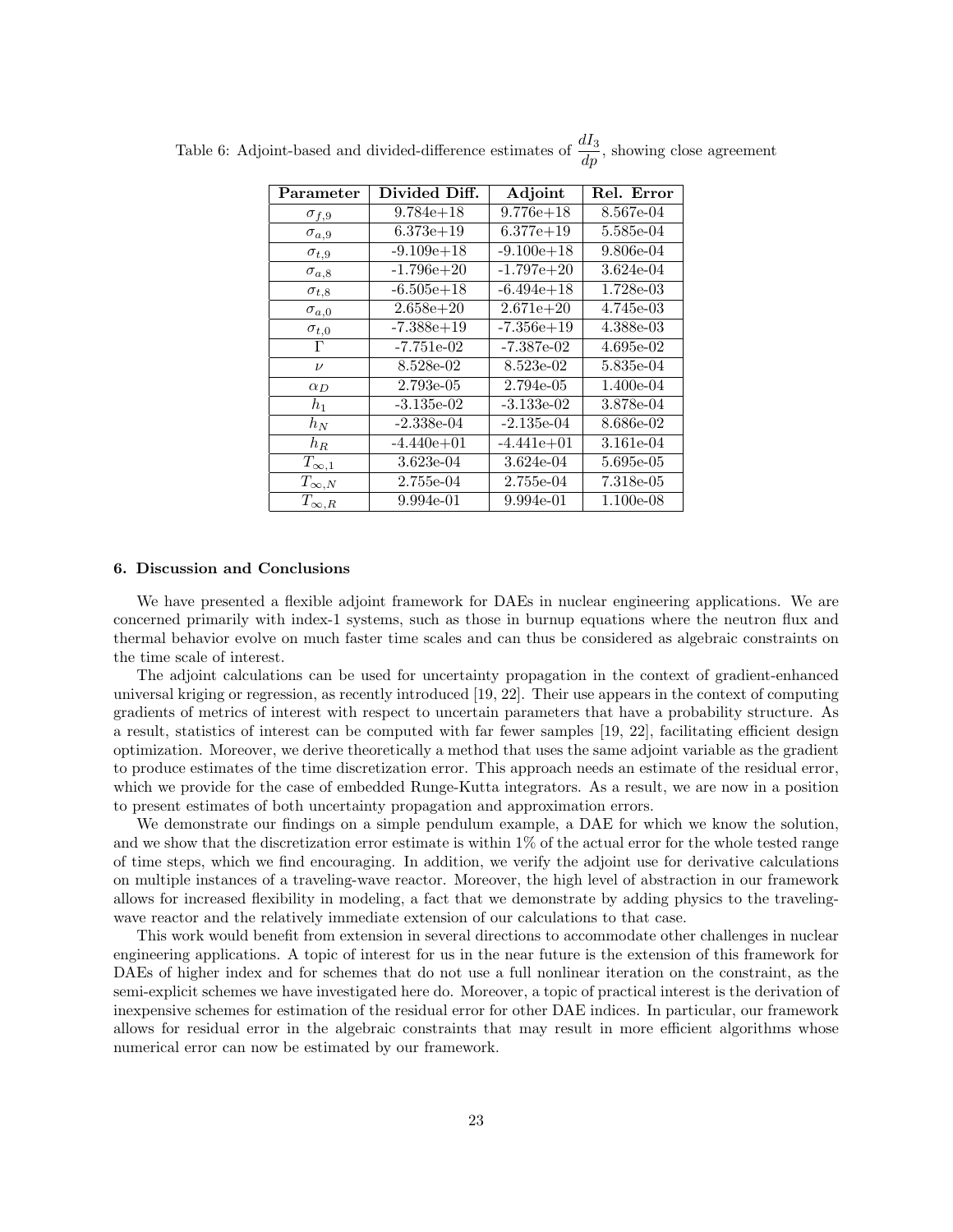Table 6: Adjoint-based and divided-difference estimates of $\frac{dI_3}{dp}$, showing close agreement

| Parameter | Divided Diff. | Adjoint | Rel. Error |
|---|---|---|---|
| $\sigma_{f,9}$ | 9.784e+18 | 9.776e+18 | 8.567e-04 |
| $\sigma_{a,9}$ | 6.373e+19 | 6.377e+19 | 5.585e-04 |
| $\sigma_{t,9}$ | -9.109e+18 | -9.100e+18 | 9.806e-04 |
| $\sigma_{a,8}$ | -1.796e+20 | -1.797e+20 | 3.624e-04 |
| $\sigma_{t,8}$ | -6.505e+18 | -6.494e+18 | 1.728e-03 |
| $\sigma_{a,0}$ | 2.658e+20 | 2.671e+20 | 4.745e-03 |
| $\sigma_{t,0}$ | -7.388e+19 | -7.356e+19 | 4.388e-03 |
| $\Gamma$ | -7.751e-02 | -7.387e-02 | 4.695e-02 |
| $\nu$ | 8.528e-02 | 8.523e-02 | 5.835e-04 |
| $\alpha_D$ | 2.793e-05 | 2.794e-05 | 1.400e-04 |
| $h_1$ | -3.135e-02 | -3.133e-02 | 3.878e-04 |
| $h_N$ | -2.338e-04 | -2.135e-04 | 8.686e-02 |
| $h_R$ | -4.440e+01 | -4.441e+01 | 3.161e-04 |
| $T_{\infty,1}$ | 3.623e-04 | 3.624e-04 | 5.695e-05 |
| $T_{\infty,N}$ | 2.755e-04 | 2.755e-04 | 7.318e-05 |
| $T_{\infty,R}$ | 9.994e-01 | 9.994e-01 | 1.100e-08 |

## 6. Discussion and Conclusions

We have presented a flexible adjoint framework for DAEs in nuclear engineering applications. We are concerned primarily with index-1 systems, such as those in burnup equations where the neutron flux and thermal behavior evolve on much faster time scales and can thus be considered as algebraic constraints on the time scale of interest.

The adjoint calculations can be used for uncertainty propagation in the context of gradient-enhanced universal kriging or regression, as recently introduced [19, 22]. Their use appears in the context of computing gradients of metrics of interest with respect to uncertain parameters that have a probability structure. As a result, statistics of interest can be computed with far fewer samples [19, 22], facilitating efficient design optimization. Moreover, we derive theoretically a method that uses the same adjoint variable as the gradient to produce estimates of the time discretization error. This approach needs an estimate of the residual error, which we provide for the case of embedded Runge-Kutta integrators. As a result, we are now in a position to present estimates of both uncertainty propagation and approximation errors.

We demonstrate our findings on a simple pendulum example, a DAE for which we know the solution, and we show that the discretization error estimate is within 1% of the actual error for the whole tested range of time steps, which we find encouraging. In addition, we verify the adjoint use for derivative calculations on multiple instances of a traveling-wave reactor. Moreover, the high level of abstraction in our framework allows for increased flexibility in modeling, a fact that we demonstrate by adding physics to the traveling-wave reactor and the relatively immediate extension of our calculations to that case.

This work would benefit from extension in several directions to accommodate other challenges in nuclear engineering applications. A topic of interest for us in the near future is the extension of this framework for DAEs of higher index and for schemes that do not use a full nonlinear iteration on the constraint, as the semi-explicit schemes we have investigated here do. Moreover, a topic of practical interest is the derivation of inexpensive schemes for estimation of the residual error for other DAE indices. In particular, our framework allows for residual error in the algebraic constraints that may result in more efficient algorithms whose numerical error can now be estimated by our framework.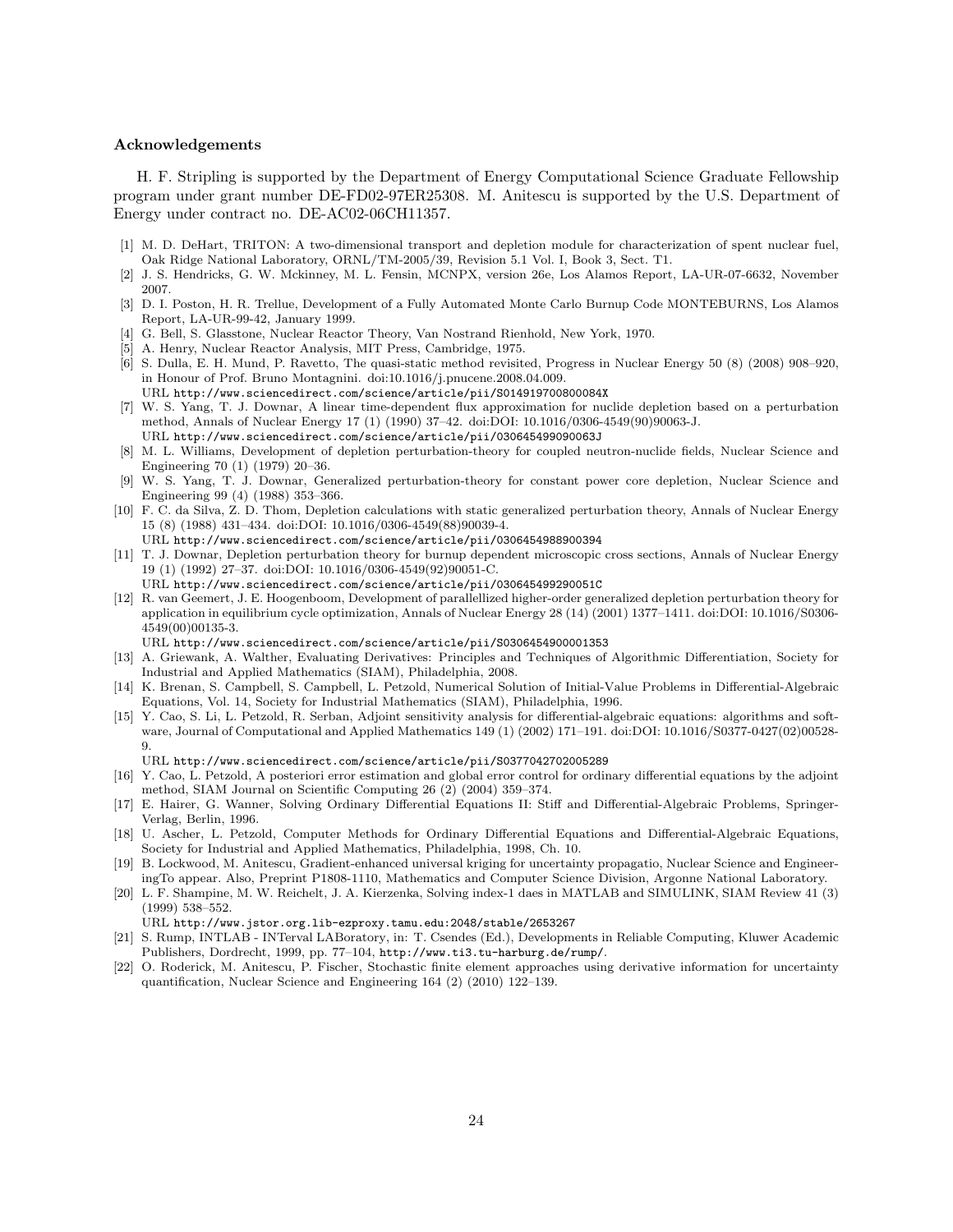### Acknowledgements

H. F. Stripling is supported by the Department of Energy Computational Science Graduate Fellowship program under grant number DE-FD02-97ER25308. M. Anitescu is supported by the U.S. Department of Energy under contract no. DE-AC02-06CH11357.

[1] M. D. DeHart, TRITON: A two-dimensional transport and depletion module for characterization of spent nuclear fuel, Oak Ridge National Laboratory, ORNL/TM-2005/39, Revision 5.1 Vol. I, Book 3, Sect. T1.

[2] J. S. Hendricks, G. W. Mckinney, M. L. Fensin, MCNPX, version 26e, Los Alamos Report, LA-UR-07-6632, November 2007.

[3] D. I. Poston, H. R. Trellue, Development of a Fully Automated Monte Carlo Burnup Code MONTEBURNS, Los Alamos Report, LA-UR-99-42, January 1999.

[4] G. Bell, S. Glasstone, Nuclear Reactor Theory, Van Nostrand Rienhold, New York, 1970.

[5] A. Henry, Nuclear Reactor Analysis, MIT Press, Cambridge, 1975.

[6] S. Dulla, E. H. Mund, P. Ravetto, The quasi-static method revisited, Progress in Nuclear Energy 50 (8) (2008) 908–920, in Honour of Prof. Bruno Montagnini. doi:10.1016/j.pnucene.2008.04.009.
URL http://www.sciencedirect.com/science/article/pii/S014919700800084X

[7] W. S. Yang, T. J. Downar, A linear time-dependent flux approximation for nuclide depletion based on a perturbation method, Annals of Nuclear Energy 17 (1) (1990) 37–42. doi:DOI: 10.1016/0306-4549(90)90063-J.
URL http://www.sciencedirect.com/science/article/pii/030645499090063J

[8] M. L. Williams, Development of depletion perturbation-theory for coupled neutron-nuclide fields, Nuclear Science and Engineering 70 (1) (1979) 20–36.

[9] W. S. Yang, T. J. Downar, Generalized perturbation-theory for constant power core depletion, Nuclear Science and Engineering 99 (4) (1988) 353–366.

[10] F. C. da Silva, Z. D. Thom, Depletion calculations with static generalized perturbation theory, Annals of Nuclear Energy 15 (8) (1988) 431–434. doi:DOI: 10.1016/0306-4549(88)90039-4.
URL http://www.sciencedirect.com/science/article/pii/0306454988900394

[11] T. J. Downar, Depletion perturbation theory for burnup dependent microscopic cross sections, Annals of Nuclear Energy 19 (1) (1992) 27–37. doi:DOI: 10.1016/0306-4549(92)90051-C.
URL http://www.sciencedirect.com/science/article/pii/030645499290051C

[12] R. van Geemert, J. E. Hoogenboom, Development of parallellized higher-order generalized depletion perturbation theory for application in equilibrium cycle optimization, Annals of Nuclear Energy 28 (14) (2001) 1377–1411. doi:DOI: 10.1016/S0306-4549(00)00135-3.
URL http://www.sciencedirect.com/science/article/pii/S0306454900001353

[13] A. Griewank, A. Walther, Evaluating Derivatives: Principles and Techniques of Algorithmic Differentiation, Society for Industrial and Applied Mathematics (SIAM), Philadelphia, 2008.

[14] K. Brenan, S. Campbell, S. Campbell, L. Petzold, Numerical Solution of Initial-Value Problems in Differential-Algebraic Equations, Vol. 14, Society for Industrial Mathematics (SIAM), Philadelphia, 1996.

[15] Y. Cao, S. Li, L. Petzold, R. Serban, Adjoint sensitivity analysis for differential-algebraic equations: algorithms and software, Journal of Computational and Applied Mathematics 149 (1) (2002) 171–191. doi:DOI: 10.1016/S0377-0427(02)00528-9.
URL http://www.sciencedirect.com/science/article/pii/S0377042702005289

[16] Y. Cao, L. Petzold, A posteriori error estimation and global error control for ordinary differential equations by the adjoint method, SIAM Journal on Scientific Computing 26 (2) (2004) 359–374.

[17] E. Hairer, G. Wanner, Solving Ordinary Differential Equations II: Stiff and Differential-Algebraic Problems, Springer-Verlag, Berlin, 1996.

[18] U. Ascher, L. Petzold, Computer Methods for Ordinary Differential Equations and Differential-Algebraic Equations, Society for Industrial and Applied Mathematics, Philadelphia, 1998, Ch. 10.

[19] B. Lockwood, M. Anitescu, Gradient-enhanced universal kriging for uncertainty propagatio, Nuclear Science and EngineeringTo appear. Also, Preprint P1808-1110, Mathematics and Computer Science Division, Argonne National Laboratory.

[20] L. F. Shampine, M. W. Reichelt, J. A. Kierzenka, Solving index-1 daes in MATLAB and SIMULINK, SIAM Review 41 (3) (1999) 538–552.
URL http://www.jstor.org.lib-ezproxy.tamu.edu:2048/stable/2653267

[21] S. Rump, INTLAB - INTerval LABoratory, in: T. Csendes (Ed.), Developments in Reliable Computing, Kluwer Academic Publishers, Dordrecht, 1999, pp. 77–104, http://www.ti3.tu-harburg.de/rump/.

[22] O. Roderick, M. Anitescu, P. Fischer, Stochastic finite element approaches using derivative information for uncertainty quantification, Nuclear Science and Engineering 164 (2) (2010) 122–139.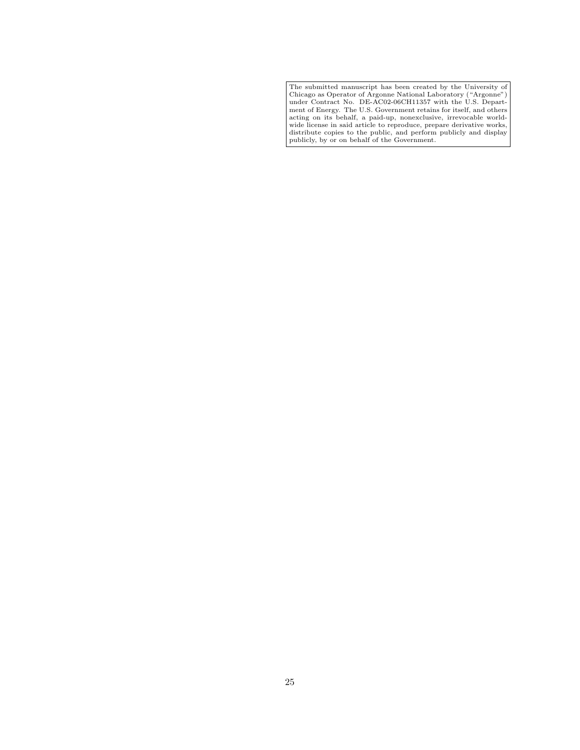The submitted manuscript has been created by the University of Chicago as Operator of Argonne National Laboratory ("Argonne") under Contract No. DE-AC02-06CH11357 with the U.S. Department of Energy. The U.S. Government retains for itself, and others acting on its behalf, a paid-up, nonexclusive, irrevocable worldwide license in said article to reproduce, prepare derivative works, distribute copies to the public, and perform publicly and display publicly, by or on behalf of the Government.